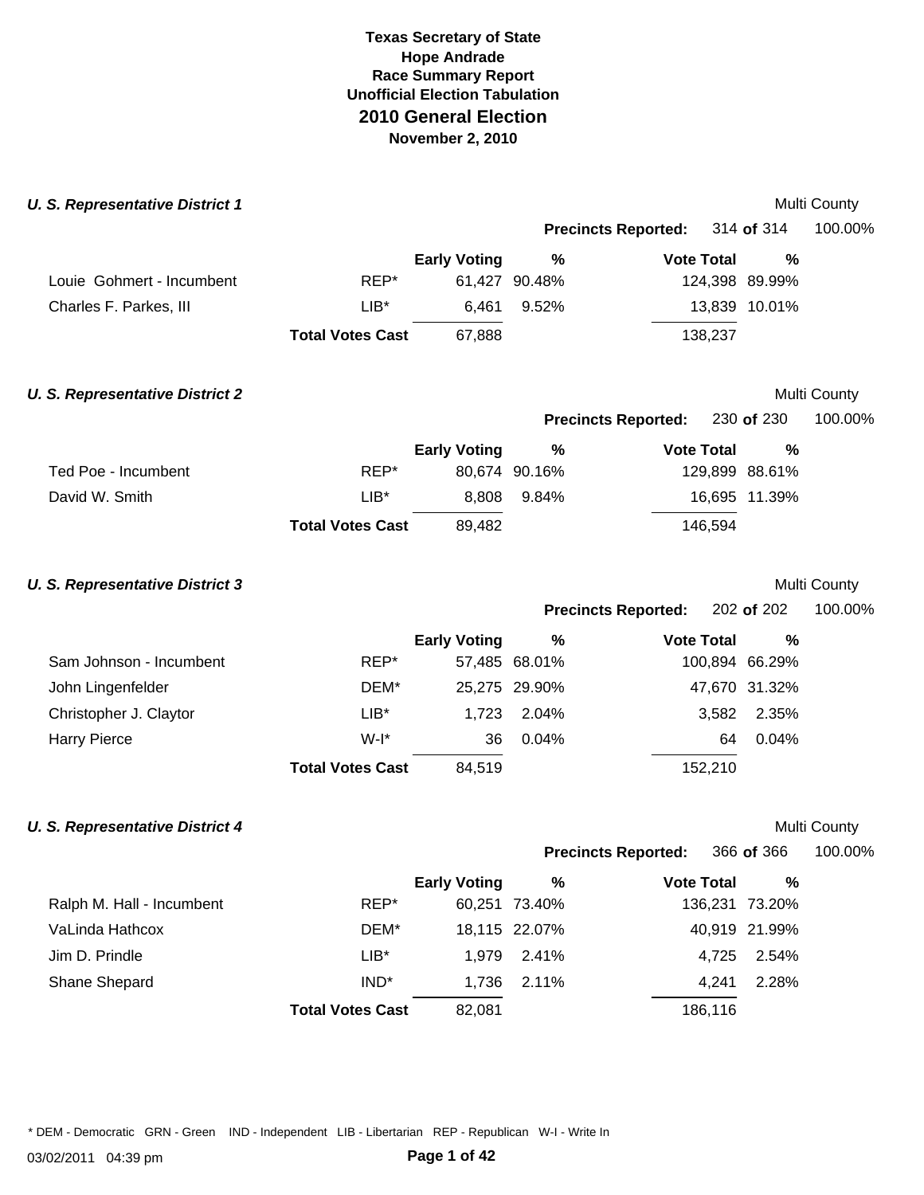# Texas Secretary of State
## Hope Andrade
## Race Summary Report
## Unofficial Election Tabulation
## 2010 General Election
**November 2, 2010**

### *U. S. Representative District 1*

Multi County

**Precincts Reported:** 314 **of** 314 100.00%

| | | Early Voting | % | Vote Total | % |
|---|---|---|---|---|---|
| Louie Gohmert - Incumbent | REP* | 61,427 | 90.48% | 124,398 | 89.99% |
| Charles F. Parkes, III | LIB* | 6,461 | 9.52% | 13,839 | 10.01% |
| | **Total Votes Cast** | 67,888 | | 138,237 | |

### *U. S. Representative District 2*

Multi County

**Precincts Reported:** 230 **of** 230 100.00%

| | | Early Voting | % | Vote Total | % |
|---|---|---|---|---|---|
| Ted Poe - Incumbent | REP* | 80,674 | 90.16% | 129,899 | 88.61% |
| David W. Smith | LIB* | 8,808 | 9.84% | 16,695 | 11.39% |
| | **Total Votes Cast** | 89,482 | | 146,594 | |

### *U. S. Representative District 3*

Multi County

**Precincts Reported:** 202 **of** 202 100.00%

| | | Early Voting | % | Vote Total | % |
|---|---|---|---|---|---|
| Sam Johnson - Incumbent | REP* | 57,485 | 68.01% | 100,894 | 66.29% |
| John Lingenfelder | DEM* | 25,275 | 29.90% | 47,670 | 31.32% |
| Christopher J. Claytor | LIB* | 1,723 | 2.04% | 3,582 | 2.35% |
| Harry Pierce | W-I* | 36 | 0.04% | 64 | 0.04% |
| | **Total Votes Cast** | 84,519 | | 152,210 | |

### *U. S. Representative District 4*

Multi County

**Precincts Reported:** 366 **of** 366 100.00%

| | | Early Voting | % | Vote Total | % |
|---|---|---|---|---|---|
| Ralph M. Hall - Incumbent | REP* | 60,251 | 73.40% | 136,231 | 73.20% |
| VaLinda Hathcox | DEM* | 18,115 | 22.07% | 40,919 | 21.99% |
| Jim D. Prindle | LIB* | 1,979 | 2.41% | 4,725 | 2.54% |
| Shane Shepard | IND* | 1,736 | 2.11% | 4,241 | 2.28% |
| | **Total Votes Cast** | 82,081 | | 186,116 | |

* DEM - Democratic GRN - Green IND - Independent LIB - Libertarian REP - Republican W-I - Write In

03/02/2011 04:39 pm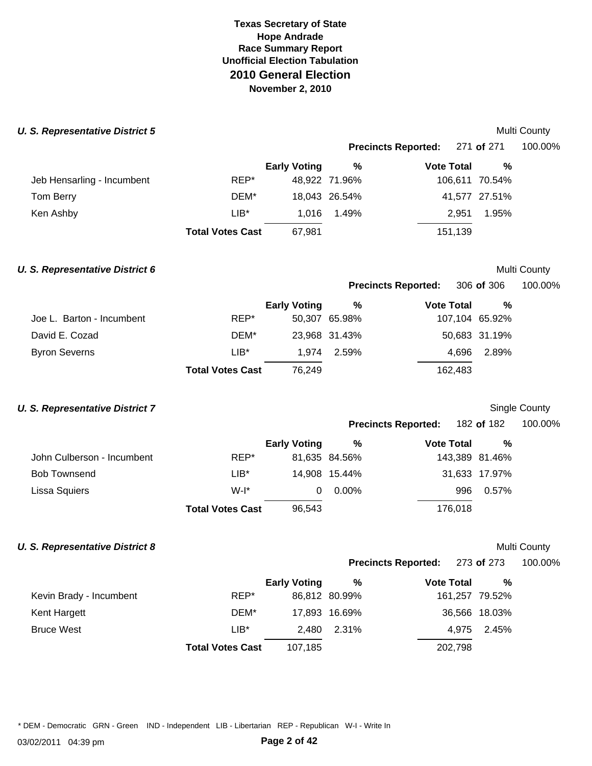# Texas Secretary of State
## Hope Andrade
## Race Summary Report
## Unofficial Election Tabulation
## 2010 General Election
**November 2, 2010**

### *U. S. Representative District 5*

Multi County

**Precincts Reported:** 271 **of** 271 100.00%

| | | Early Voting | % | Vote Total | % |
|---|---|---|---|---|---|
| Jeb Hensarling - Incumbent | REP* | 48,922 | 71.96% | 106,611 | 70.54% |
| Tom Berry | DEM* | 18,043 | 26.54% | 41,577 | 27.51% |
| Ken Ashby | LIB* | 1,016 | 1.49% | 2,951 | 1.95% |
| | **Total Votes Cast** | 67,981 | | 151,139 | |

### *U. S. Representative District 6*

Multi County

**Precincts Reported:** 306 **of** 306 100.00%

| | | Early Voting | % | Vote Total | % |
|---|---|---|---|---|---|
| Joe L. Barton - Incumbent | REP* | 50,307 | 65.98% | 107,104 | 65.92% |
| David E. Cozad | DEM* | 23,968 | 31.43% | 50,683 | 31.19% |
| Byron Severns | LIB* | 1,974 | 2.59% | 4,696 | 2.89% |
| | **Total Votes Cast** | 76,249 | | 162,483 | |

### *U. S. Representative District 7*

Single County

**Precincts Reported:** 182 **of** 182 100.00%

| | | Early Voting | % | Vote Total | % |
|---|---|---|---|---|---|
| John Culberson - Incumbent | REP* | 81,635 | 84.56% | 143,389 | 81.46% |
| Bob Townsend | LIB* | 14,908 | 15.44% | 31,633 | 17.97% |
| Lissa Squiers | W-I* | 0 | 0.00% | 996 | 0.57% |
| | **Total Votes Cast** | 96,543 | | 176,018 | |

### *U. S. Representative District 8*

Multi County

**Precincts Reported:** 273 **of** 273 100.00%

| | | Early Voting | % | Vote Total | % |
|---|---|---|---|---|---|
| Kevin Brady - Incumbent | REP* | 86,812 | 80.99% | 161,257 | 79.52% |
| Kent Hargett | DEM* | 17,893 | 16.69% | 36,566 | 18.03% |
| Bruce West | LIB* | 2,480 | 2.31% | 4,975 | 2.45% |
| | **Total Votes Cast** | 107,185 | | 202,798 | |

* DEM - Democratic GRN - Green IND - Independent LIB - Libertarian REP - Republican W-I - Write In

03/02/2011 04:39 pm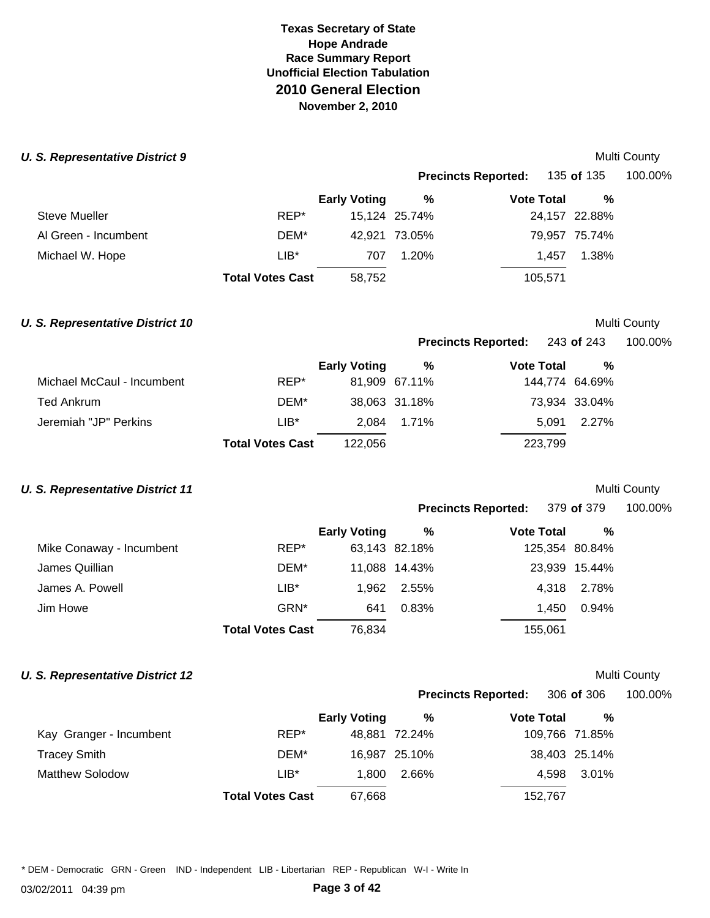# Texas Secretary of State
## Hope Andrade
## Race Summary Report
## Unofficial Election Tabulation
## 2010 General Election
## November 2, 2010

### *U. S. Representative District 9*

Multi County

**Precincts Reported:** 135 **of** 135 100.00%

| | | Early Voting | % | Vote Total | % |
|---|---|---|---|---|---|
| Steve Mueller | REP* | 15,124 | 25.74% | 24,157 | 22.88% |
| Al Green - Incumbent | DEM* | 42,921 | 73.05% | 79,957 | 75.74% |
| Michael W. Hope | LIB* | 707 | 1.20% | 1,457 | 1.38% |
| | **Total Votes Cast** | 58,752 | | 105,571 | |

### *U. S. Representative District 10*

Multi County

**Precincts Reported:** 243 **of** 243 100.00%

| | | Early Voting | % | Vote Total | % |
|---|---|---|---|---|---|
| Michael McCaul - Incumbent | REP* | 81,909 | 67.11% | 144,774 | 64.69% |
| Ted Ankrum | DEM* | 38,063 | 31.18% | 73,934 | 33.04% |
| Jeremiah "JP" Perkins | LIB* | 2,084 | 1.71% | 5,091 | 2.27% |
| | **Total Votes Cast** | 122,056 | | 223,799 | |

### *U. S. Representative District 11*

Multi County

**Precincts Reported:** 379 **of** 379 100.00%

| | | Early Voting | % | Vote Total | % |
|---|---|---|---|---|---|
| Mike Conaway - Incumbent | REP* | 63,143 | 82.18% | 125,354 | 80.84% |
| James Quillian | DEM* | 11,088 | 14.43% | 23,939 | 15.44% |
| James A. Powell | LIB* | 1,962 | 2.55% | 4,318 | 2.78% |
| Jim Howe | GRN* | 641 | 0.83% | 1,450 | 0.94% |
| | **Total Votes Cast** | 76,834 | | 155,061 | |

### *U. S. Representative District 12*

Multi County

**Precincts Reported:** 306 **of** 306 100.00%

| | | Early Voting | % | Vote Total | % |
|---|---|---|---|---|---|
| Kay Granger - Incumbent | REP* | 48,881 | 72.24% | 109,766 | 71.85% |
| Tracey Smith | DEM* | 16,987 | 25.10% | 38,403 | 25.14% |
| Matthew Solodow | LIB* | 1,800 | 2.66% | 4,598 | 3.01% |
| | **Total Votes Cast** | 67,668 | | 152,767 | |

* DEM - Democratic GRN - Green IND - Independent LIB - Libertarian REP - Republican W-I - Write In

03/02/2011 04:39 pm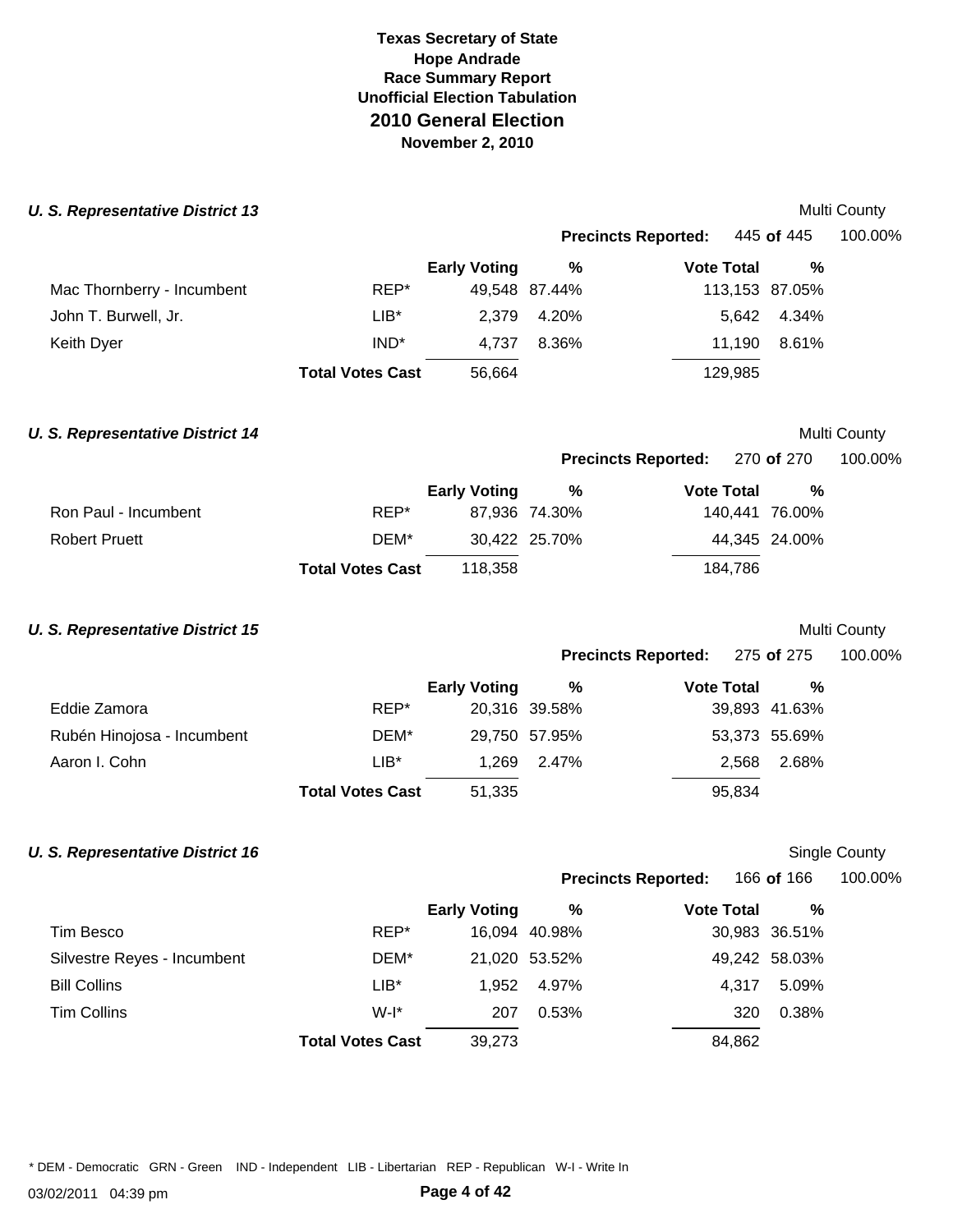**Texas Secretary of State**
**Hope Andrade**
**Race Summary Report**
**Unofficial Election Tabulation**

## 2010 General Election

**November 2, 2010**

### *U. S. Representative District 13*

Multi County

**Precincts Reported:** 445 **of** 445 100.00%

| | | Early Voting | % | Vote Total | % |
|---|---|---|---|---|---|
| Mac Thornberry - Incumbent | REP* | 49,548 | 87.44% | 113,153 | 87.05% |
| John T. Burwell, Jr. | LIB* | 2,379 | 4.20% | 5,642 | 4.34% |
| Keith Dyer | IND* | 4,737 | 8.36% | 11,190 | 8.61% |
| | **Total Votes Cast** | 56,664 | | 129,985 | |

### *U. S. Representative District 14*

Multi County

**Precincts Reported:** 270 **of** 270 100.00%

| | | Early Voting | % | Vote Total | % |
|---|---|---|---|---|---|
| Ron Paul - Incumbent | REP* | 87,936 | 74.30% | 140,441 | 76.00% |
| Robert Pruett | DEM* | 30,422 | 25.70% | 44,345 | 24.00% |
| | **Total Votes Cast** | 118,358 | | 184,786 | |

### *U. S. Representative District 15*

Multi County

**Precincts Reported:** 275 **of** 275 100.00%

| | | Early Voting | % | Vote Total | % |
|---|---|---|---|---|---|
| Eddie Zamora | REP* | 20,316 | 39.58% | 39,893 | 41.63% |
| Rubén Hinojosa - Incumbent | DEM* | 29,750 | 57.95% | 53,373 | 55.69% |
| Aaron I. Cohn | LIB* | 1,269 | 2.47% | 2,568 | 2.68% |
| | **Total Votes Cast** | 51,335 | | 95,834 | |

### *U. S. Representative District 16*

Single County

**Precincts Reported:** 166 **of** 166 100.00%

| | | Early Voting | % | Vote Total | % |
|---|---|---|---|---|---|
| Tim Besco | REP* | 16,094 | 40.98% | 30,983 | 36.51% |
| Silvestre Reyes - Incumbent | DEM* | 21,020 | 53.52% | 49,242 | 58.03% |
| Bill Collins | LIB* | 1,952 | 4.97% | 4,317 | 5.09% |
| Tim Collins | W-I* | 207 | 0.53% | 320 | 0.38% |
| | **Total Votes Cast** | 39,273 | | 84,862 | |

* DEM - Democratic GRN - Green IND - Independent LIB - Libertarian REP - Republican W-I - Write In

03/02/2011 04:39 pm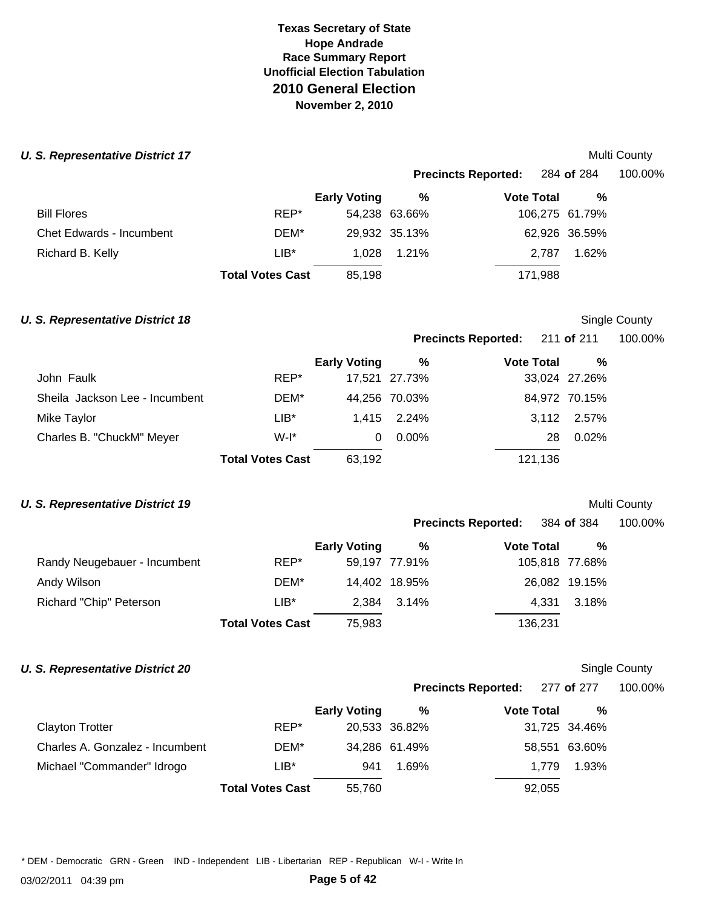Texas Secretary of State
Hope Andrade
Race Summary Report
Unofficial Election Tabulation

# 2010 General Election

November 2, 2010

### *U. S. Representative District 17*

Multi County

Precincts Reported: 284 of 284 100.00%

| | | Early Voting | % | Vote Total | % |
|---|---|---|---|---|---|
| Bill Flores | REP* | 54,238 | 63.66% | 106,275 | 61.79% |
| Chet Edwards - Incumbent | DEM* | 29,932 | 35.13% | 62,926 | 36.59% |
| Richard B. Kelly | LIB* | 1,028 | 1.21% | 2,787 | 1.62% |
| | **Total Votes Cast** | 85,198 | | 171,988 | |

### *U. S. Representative District 18*

Single County

Precincts Reported: 211 of 211 100.00%

| | | Early Voting | % | Vote Total | % |
|---|---|---|---|---|---|
| John Faulk | REP* | 17,521 | 27.73% | 33,024 | 27.26% |
| Sheila Jackson Lee - Incumbent | DEM* | 44,256 | 70.03% | 84,972 | 70.15% |
| Mike Taylor | LIB* | 1,415 | 2.24% | 3,112 | 2.57% |
| Charles B. "ChuckM" Meyer | W-I* | 0 | 0.00% | 28 | 0.02% |
| | **Total Votes Cast** | 63,192 | | 121,136 | |

### *U. S. Representative District 19*

Multi County

Precincts Reported: 384 of 384 100.00%

| | | Early Voting | % | Vote Total | % |
|---|---|---|---|---|---|
| Randy Neugebauer - Incumbent | REP* | 59,197 | 77.91% | 105,818 | 77.68% |
| Andy Wilson | DEM* | 14,402 | 18.95% | 26,082 | 19.15% |
| Richard "Chip" Peterson | LIB* | 2,384 | 3.14% | 4,331 | 3.18% |
| | **Total Votes Cast** | 75,983 | | 136,231 | |

### *U. S. Representative District 20*

Single County

Precincts Reported: 277 of 277 100.00%

| | | Early Voting | % | Vote Total | % |
|---|---|---|---|---|---|
| Clayton Trotter | REP* | 20,533 | 36.82% | 31,725 | 34.46% |
| Charles A. Gonzalez - Incumbent | DEM* | 34,286 | 61.49% | 58,551 | 63.60% |
| Michael "Commander" Idrogo | LIB* | 941 | 1.69% | 1,779 | 1.93% |
| | **Total Votes Cast** | 55,760 | | 92,055 | |

* DEM - Democratic GRN - Green IND - Independent LIB - Libertarian REP - Republican W-I - Write In

03/02/2011 04:39 pm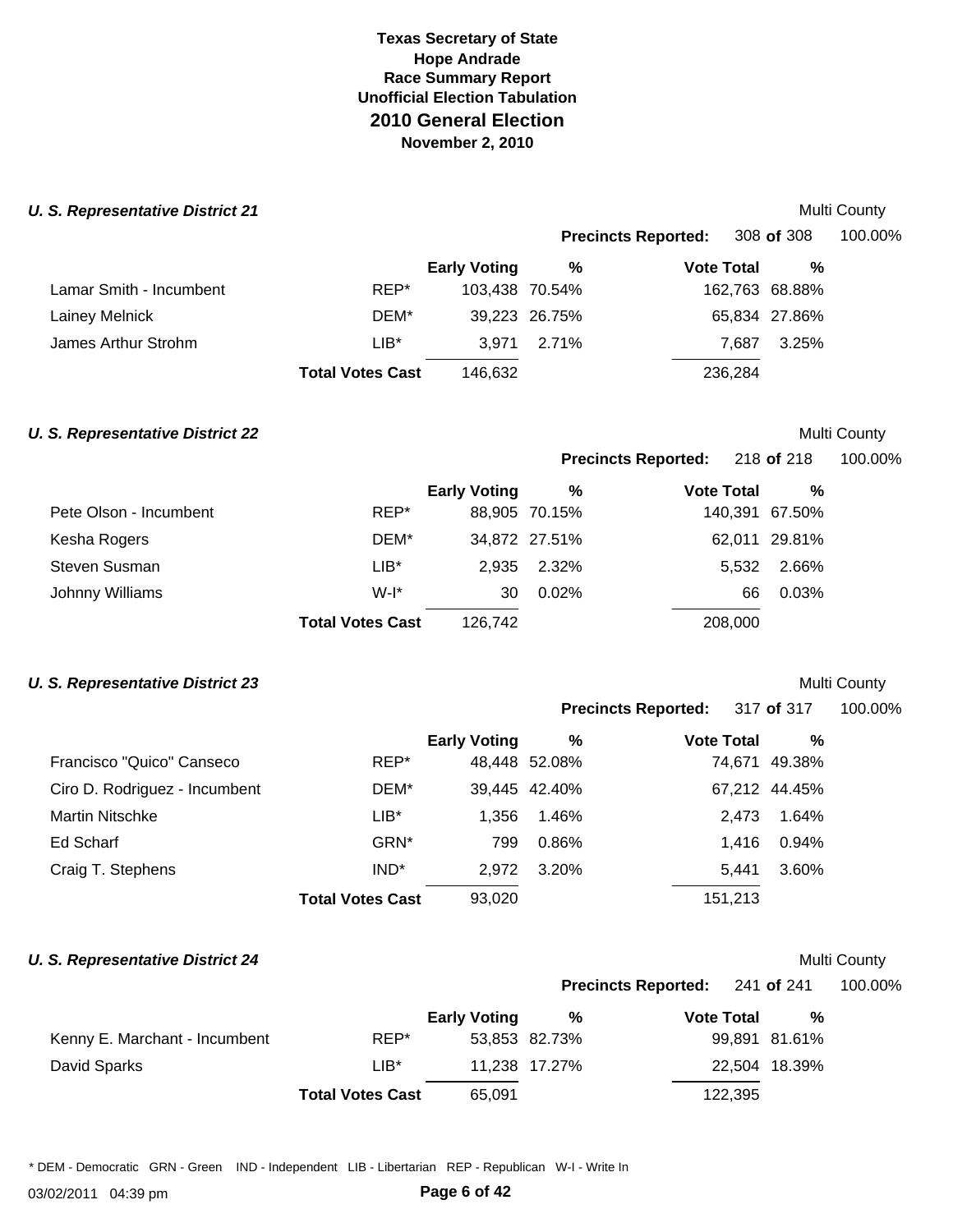**Texas Secretary of State**
**Hope Andrade**
**Race Summary Report**
**Unofficial Election Tabulation**
## 2010 General Election
**November 2, 2010**

### *U. S. Representative District 21*

Multi County

**Precincts Reported:** 308 **of** 308 100.00%

| | | Early Voting | % | Vote Total | % |
|---|---|---|---|---|---|
| Lamar Smith - Incumbent | REP* | 103,438 | 70.54% | 162,763 | 68.88% |
| Lainey Melnick | DEM* | 39,223 | 26.75% | 65,834 | 27.86% |
| James Arthur Strohm | LIB* | 3,971 | 2.71% | 7,687 | 3.25% |
| | **Total Votes Cast** | 146,632 | | 236,284 | |

### *U. S. Representative District 22*

Multi County

**Precincts Reported:** 218 **of** 218 100.00%

| | | Early Voting | % | Vote Total | % |
|---|---|---|---|---|---|
| Pete Olson - Incumbent | REP* | 88,905 | 70.15% | 140,391 | 67.50% |
| Kesha Rogers | DEM* | 34,872 | 27.51% | 62,011 | 29.81% |
| Steven Susman | LIB* | 2,935 | 2.32% | 5,532 | 2.66% |
| Johnny Williams | W-I* | 30 | 0.02% | 66 | 0.03% |
| | **Total Votes Cast** | 126,742 | | 208,000 | |

### *U. S. Representative District 23*

Multi County

**Precincts Reported:** 317 **of** 317 100.00%

| | | Early Voting | % | Vote Total | % |
|---|---|---|---|---|---|
| Francisco "Quico" Canseco | REP* | 48,448 | 52.08% | 74,671 | 49.38% |
| Ciro D. Rodriguez - Incumbent | DEM* | 39,445 | 42.40% | 67,212 | 44.45% |
| Martin Nitschke | LIB* | 1,356 | 1.46% | 2,473 | 1.64% |
| Ed Scharf | GRN* | 799 | 0.86% | 1,416 | 0.94% |
| Craig T. Stephens | IND* | 2,972 | 3.20% | 5,441 | 3.60% |
| | **Total Votes Cast** | 93,020 | | 151,213 | |

### *U. S. Representative District 24*

Multi County

**Precincts Reported:** 241 **of** 241 100.00%

| | | Early Voting | % | Vote Total | % |
|---|---|---|---|---|---|
| Kenny E. Marchant - Incumbent | REP* | 53,853 | 82.73% | 99,891 | 81.61% |
| David Sparks | LIB* | 11,238 | 17.27% | 22,504 | 18.39% |
| | **Total Votes Cast** | 65,091 | | 122,395 | |

* DEM - Democratic GRN - Green IND - Independent LIB - Libertarian REP - Republican W-I - Write In

03/02/2011 04:39 pm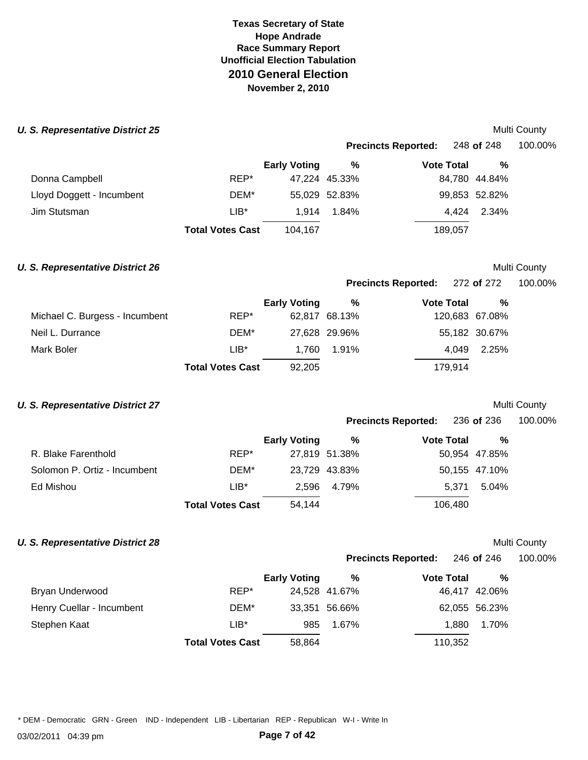**Texas Secretary of State**
**Hope Andrade**
**Race Summary Report**
**Unofficial Election Tabulation**

# 2010 General Election

**November 2, 2010**

### *U. S. Representative District 25*

Multi County

**Precincts Reported:** 248 **of** 248 100.00%

| | | Early Voting | % | Vote Total | % |
|---|---|---|---|---|---|
| Donna Campbell | REP* | 47,224 | 45.33% | 84,780 | 44.84% |
| Lloyd Doggett - Incumbent | DEM* | 55,029 | 52.83% | 99,853 | 52.82% |
| Jim Stutsman | LIB* | 1,914 | 1.84% | 4,424 | 2.34% |
| | **Total Votes Cast** | 104,167 | | 189,057 | |

### *U. S. Representative District 26*

Multi County

**Precincts Reported:** 272 **of** 272 100.00%

| | | Early Voting | % | Vote Total | % |
|---|---|---|---|---|---|
| Michael C. Burgess - Incumbent | REP* | 62,817 | 68.13% | 120,683 | 67.08% |
| Neil L. Durrance | DEM* | 27,628 | 29.96% | 55,182 | 30.67% |
| Mark Boler | LIB* | 1,760 | 1.91% | 4,049 | 2.25% |
| | **Total Votes Cast** | 92,205 | | 179,914 | |

### *U. S. Representative District 27*

Multi County

**Precincts Reported:** 236 **of** 236 100.00%

| | | Early Voting | % | Vote Total | % |
|---|---|---|---|---|---|
| R. Blake Farenthold | REP* | 27,819 | 51.38% | 50,954 | 47.85% |
| Solomon P. Ortiz - Incumbent | DEM* | 23,729 | 43.83% | 50,155 | 47.10% |
| Ed Mishou | LIB* | 2,596 | 4.79% | 5,371 | 5.04% |
| | **Total Votes Cast** | 54,144 | | 106,480 | |

### *U. S. Representative District 28*

Multi County

**Precincts Reported:** 246 **of** 246 100.00%

| | | Early Voting | % | Vote Total | % |
|---|---|---|---|---|---|
| Bryan Underwood | REP* | 24,528 | 41.67% | 46,417 | 42.06% |
| Henry Cuellar - Incumbent | DEM* | 33,351 | 56.66% | 62,055 | 56.23% |
| Stephen Kaat | LIB* | 985 | 1.67% | 1,880 | 1.70% |
| | **Total Votes Cast** | 58,864 | | 110,352 | |

* DEM - Democratic GRN - Green IND - Independent LIB - Libertarian REP - Republican W-I - Write In

03/02/2011 04:39 pm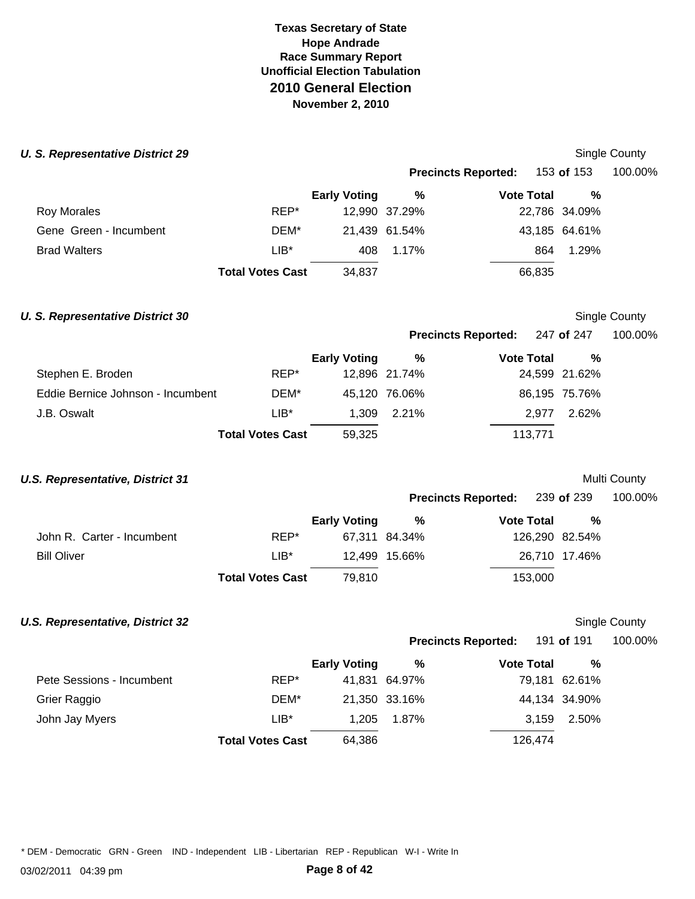**Texas Secretary of State**
**Hope Andrade**
**Race Summary Report**
**Unofficial Election Tabulation**
## 2010 General Election
**November 2, 2010**

### *U. S. Representative District 29*

Single County

**Precincts Reported:** 153 **of** 153 100.00%

| | | Early Voting | % | Vote Total | % |
|---|---|---|---|---|---|
| Roy Morales | REP* | 12,990 | 37.29% | 22,786 | 34.09% |
| Gene Green - Incumbent | DEM* | 21,439 | 61.54% | 43,185 | 64.61% |
| Brad Walters | LIB* | 408 | 1.17% | 864 | 1.29% |
| | **Total Votes Cast** | 34,837 | | 66,835 | |

### *U. S. Representative District 30*

Single County

**Precincts Reported:** 247 **of** 247 100.00%

| | | Early Voting | % | Vote Total | % |
|---|---|---|---|---|---|
| Stephen E. Broden | REP* | 12,896 | 21.74% | 24,599 | 21.62% |
| Eddie Bernice Johnson - Incumbent | DEM* | 45,120 | 76.06% | 86,195 | 75.76% |
| J.B. Oswalt | LIB* | 1,309 | 2.21% | 2,977 | 2.62% |
| | **Total Votes Cast** | 59,325 | | 113,771 | |

### *U.S. Representative, District 31*

Multi County

**Precincts Reported:** 239 **of** 239 100.00%

| | | Early Voting | % | Vote Total | % |
|---|---|---|---|---|---|
| John R. Carter - Incumbent | REP* | 67,311 | 84.34% | 126,290 | 82.54% |
| Bill Oliver | LIB* | 12,499 | 15.66% | 26,710 | 17.46% |
| | **Total Votes Cast** | 79,810 | | 153,000 | |

### *U.S. Representative, District 32*

Single County

**Precincts Reported:** 191 **of** 191 100.00%

| | | Early Voting | % | Vote Total | % |
|---|---|---|---|---|---|
| Pete Sessions - Incumbent | REP* | 41,831 | 64.97% | 79,181 | 62.61% |
| Grier Raggio | DEM* | 21,350 | 33.16% | 44,134 | 34.90% |
| John Jay Myers | LIB* | 1,205 | 1.87% | 3,159 | 2.50% |
| | **Total Votes Cast** | 64,386 | | 126,474 | |

* DEM - Democratic GRN - Green IND - Independent LIB - Libertarian REP - Republican W-I - Write In

03/02/2011 04:39 pm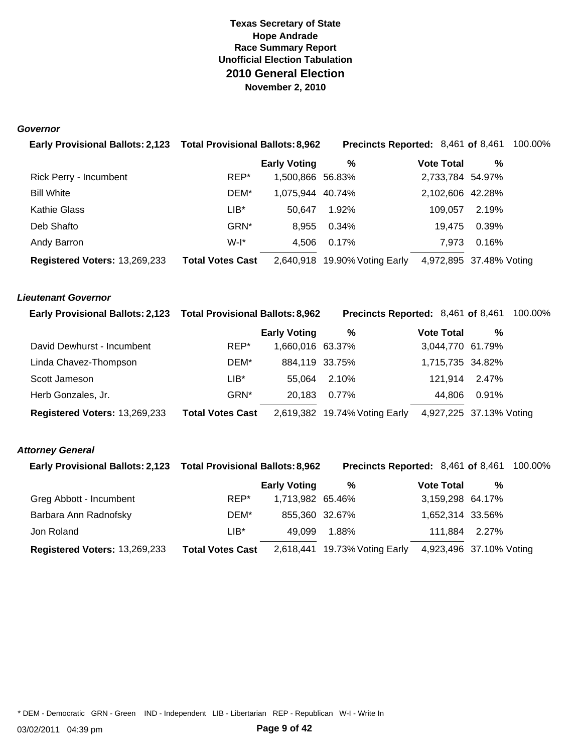**Texas Secretary of State**
**Hope Andrade**
**Race Summary Report**
**Unofficial Election Tabulation**
# 2010 General Election
**November 2, 2010**

### *Governor*

**Early Provisional Ballots:** 2,123 **Total Provisional Ballots:** 8,962 **Precincts Reported:** 8,461 **of** 8,461 100.00%

| | | Early Voting | % | Vote Total | % |
|---|---|---|---|---|---|
| Rick Perry - Incumbent | REP* | 1,500,866 | 56.83% | 2,733,784 | 54.97% |
| Bill White | DEM* | 1,075,944 | 40.74% | 2,102,606 | 42.28% |
| Kathie Glass | LIB* | 50,647 | 1.92% | 109,057 | 2.19% |
| Deb Shafto | GRN* | 8,955 | 0.34% | 19,475 | 0.39% |
| Andy Barron | W-I* | 4,506 | 0.17% | 7,973 | 0.16% |
| **Registered Voters:** 13,269,233 | **Total Votes Cast** | 2,640,918 | 19.90% Voting Early | 4,972,895 | 37.48% Voting |

### *Lieutenant Governor*

**Early Provisional Ballots:** 2,123 **Total Provisional Ballots:** 8,962 **Precincts Reported:** 8,461 **of** 8,461 100.00%

| | | Early Voting | % | Vote Total | % |
|---|---|---|---|---|---|
| David Dewhurst - Incumbent | REP* | 1,660,016 | 63.37% | 3,044,770 | 61.79% |
| Linda Chavez-Thompson | DEM* | 884,119 | 33.75% | 1,715,735 | 34.82% |
| Scott Jameson | LIB* | 55,064 | 2.10% | 121,914 | 2.47% |
| Herb Gonzales, Jr. | GRN* | 20,183 | 0.77% | 44,806 | 0.91% |
| **Registered Voters:** 13,269,233 | **Total Votes Cast** | 2,619,382 | 19.74% Voting Early | 4,927,225 | 37.13% Voting |

### *Attorney General*

**Early Provisional Ballots:** 2,123 **Total Provisional Ballots:** 8,962 **Precincts Reported:** 8,461 **of** 8,461 100.00%

| | | Early Voting | % | Vote Total | % |
|---|---|---|---|---|---|
| Greg Abbott - Incumbent | REP* | 1,713,982 | 65.46% | 3,159,298 | 64.17% |
| Barbara Ann Radnofsky | DEM* | 855,360 | 32.67% | 1,652,314 | 33.56% |
| Jon Roland | LIB* | 49,099 | 1.88% | 111,884 | 2.27% |
| **Registered Voters:** 13,269,233 | **Total Votes Cast** | 2,618,441 | 19.73% Voting Early | 4,923,496 | 37.10% Voting |

* DEM - Democratic GRN - Green IND - Independent LIB - Libertarian REP - Republican W-I - Write In

03/02/2011 04:39 pm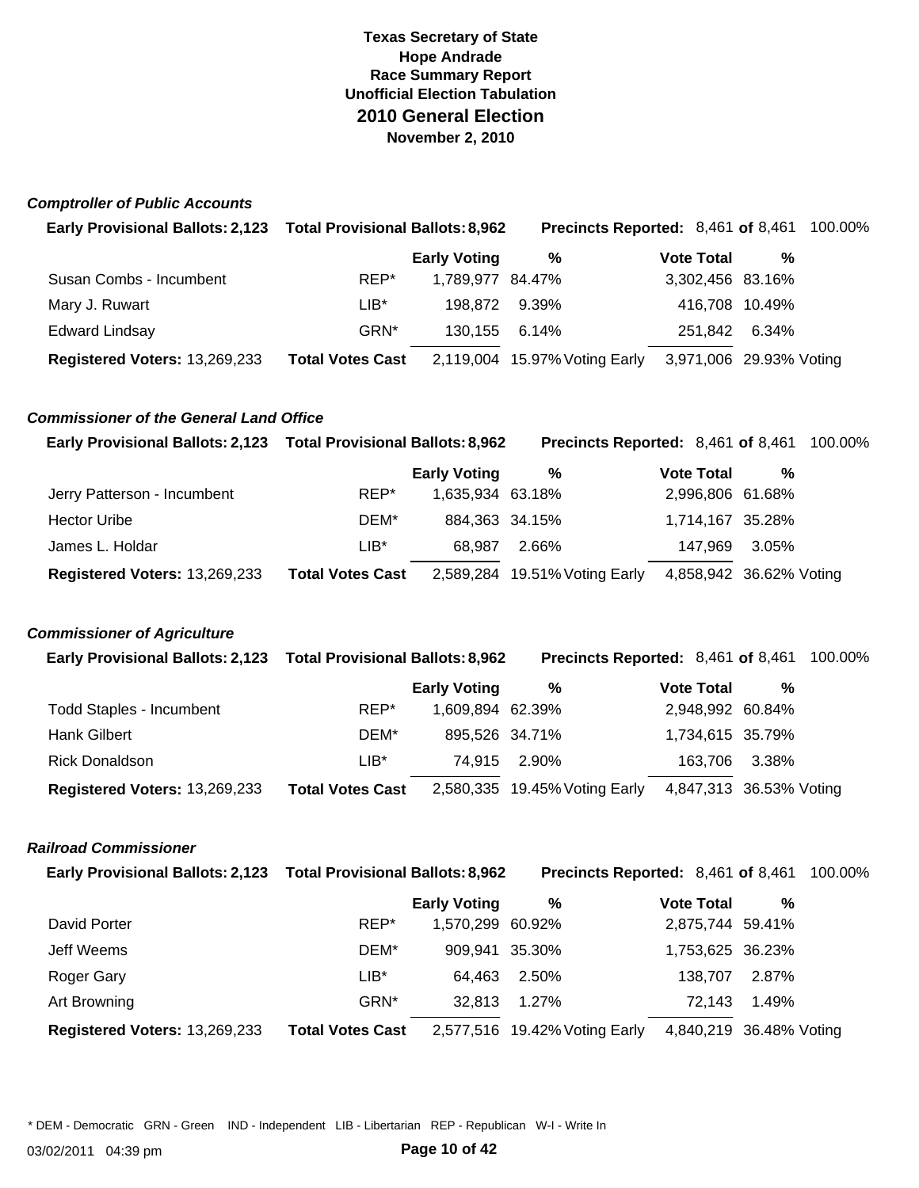**Texas Secretary of State**
**Hope Andrade**
**Race Summary Report**
**Unofficial Election Tabulation**
## 2010 General Election
**November 2, 2010**

### *Comptroller of Public Accounts*

**Early Provisional Ballots:** 2,123 **Total Provisional Ballots:** 8,962 **Precincts Reported:** 8,461 **of** 8,461 100.00%

| | | Early Voting | % | Vote Total | % |
|---|---|---|---|---|---|
| Susan Combs - Incumbent | REP* | 1,789,977 | 84.47% | 3,302,456 | 83.16% |
| Mary J. Ruwart | LIB* | 198,872 | 9.39% | 416,708 | 10.49% |
| Edward Lindsay | GRN* | 130,155 | 6.14% | 251,842 | 6.34% |
| **Registered Voters:** 13,269,233 | **Total Votes Cast** | 2,119,004 | 15.97% Voting Early | 3,971,006 | 29.93% Voting |

### *Commissioner of the General Land Office*

**Early Provisional Ballots:** 2,123 **Total Provisional Ballots:** 8,962 **Precincts Reported:** 8,461 **of** 8,461 100.00%

| | | Early Voting | % | Vote Total | % |
|---|---|---|---|---|---|
| Jerry Patterson - Incumbent | REP* | 1,635,934 | 63.18% | 2,996,806 | 61.68% |
| Hector Uribe | DEM* | 884,363 | 34.15% | 1,714,167 | 35.28% |
| James L. Holdar | LIB* | 68,987 | 2.66% | 147,969 | 3.05% |
| **Registered Voters:** 13,269,233 | **Total Votes Cast** | 2,589,284 | 19.51% Voting Early | 4,858,942 | 36.62% Voting |

### *Commissioner of Agriculture*

**Early Provisional Ballots:** 2,123 **Total Provisional Ballots:** 8,962 **Precincts Reported:** 8,461 **of** 8,461 100.00%

| | | Early Voting | % | Vote Total | % |
|---|---|---|---|---|---|
| Todd Staples - Incumbent | REP* | 1,609,894 | 62.39% | 2,948,992 | 60.84% |
| Hank Gilbert | DEM* | 895,526 | 34.71% | 1,734,615 | 35.79% |
| Rick Donaldson | LIB* | 74,915 | 2.90% | 163,706 | 3.38% |
| **Registered Voters:** 13,269,233 | **Total Votes Cast** | 2,580,335 | 19.45% Voting Early | 4,847,313 | 36.53% Voting |

### *Railroad Commissioner*

**Early Provisional Ballots:** 2,123 **Total Provisional Ballots:** 8,962 **Precincts Reported:** 8,461 **of** 8,461 100.00%

| | | Early Voting | % | Vote Total | % |
|---|---|---|---|---|---|
| David Porter | REP* | 1,570,299 | 60.92% | 2,875,744 | 59.41% |
| Jeff Weems | DEM* | 909,941 | 35.30% | 1,753,625 | 36.23% |
| Roger Gary | LIB* | 64,463 | 2.50% | 138,707 | 2.87% |
| Art Browning | GRN* | 32,813 | 1.27% | 72,143 | 1.49% |
| **Registered Voters:** 13,269,233 | **Total Votes Cast** | 2,577,516 | 19.42% Voting Early | 4,840,219 | 36.48% Voting |

\* DEM - Democratic GRN - Green IND - Independent LIB - Libertarian REP - Republican W-I - Write In

03/02/2011 04:39 pm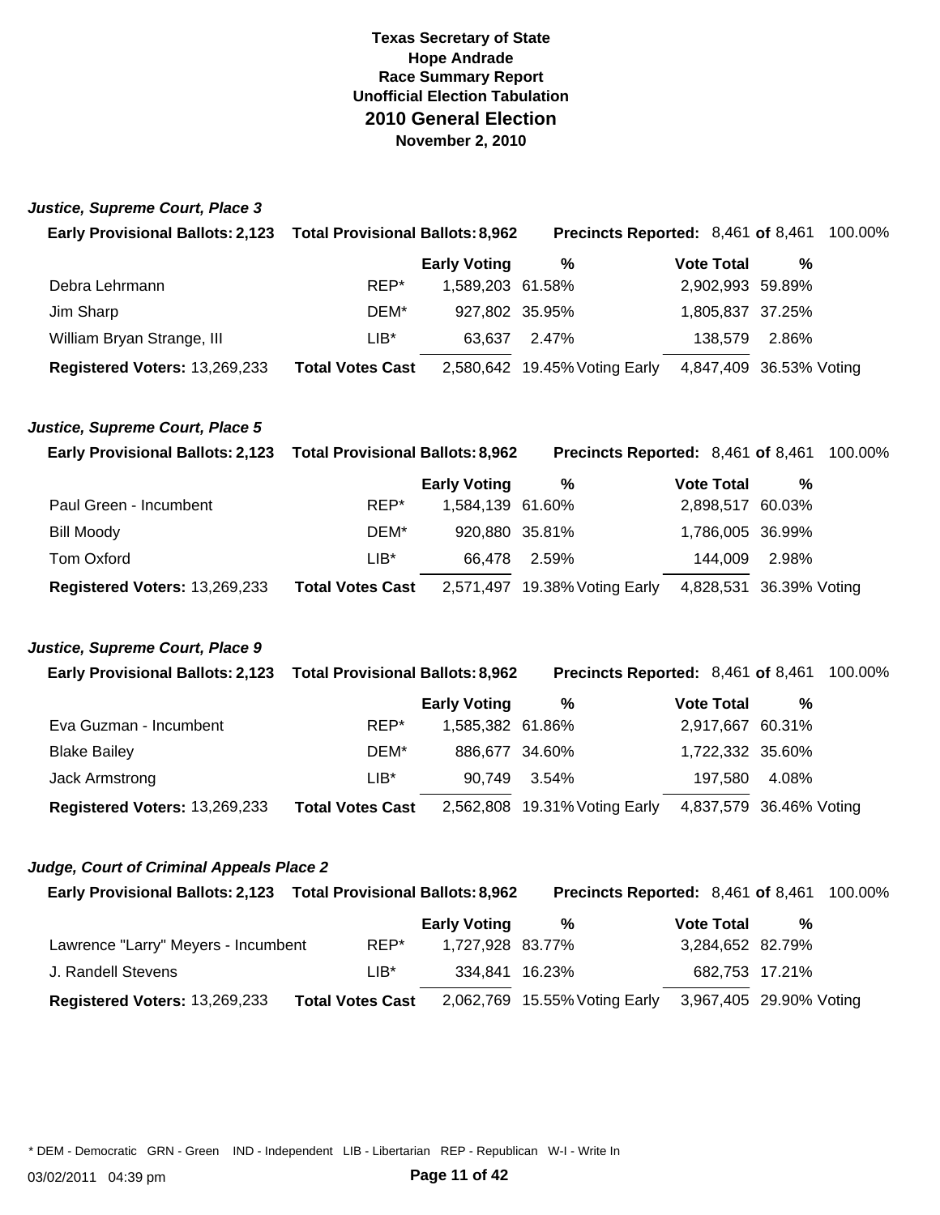**Texas Secretary of State**
**Hope Andrade**
**Race Summary Report**
**Unofficial Election Tabulation**
## 2010 General Election
**November 2, 2010**

### *Justice, Supreme Court, Place 3*

**Early Provisional Ballots:** 2,123 | **Total Provisional Ballots:** 8,962 | **Precincts Reported:** 8,461 **of** 8,461 100.00%

| | | Early Voting | % | Vote Total | % |
|---|---|---|---|---|---|
| Debra Lehrmann | REP* | 1,589,203 | 61.58% | 2,902,993 | 59.89% |
| Jim Sharp | DEM* | 927,802 | 35.95% | 1,805,837 | 37.25% |
| William Bryan Strange, III | LIB* | 63,637 | 2.47% | 138,579 | 2.86% |
| **Registered Voters:** 13,269,233 | **Total Votes Cast** | 2,580,642 | 19.45% Voting Early | 4,847,409 | 36.53% Voting |

### *Justice, Supreme Court, Place 5*

**Early Provisional Ballots:** 2,123 | **Total Provisional Ballots:** 8,962 | **Precincts Reported:** 8,461 **of** 8,461 100.00%

| | | Early Voting | % | Vote Total | % |
|---|---|---|---|---|---|
| Paul Green - Incumbent | REP* | 1,584,139 | 61.60% | 2,898,517 | 60.03% |
| Bill Moody | DEM* | 920,880 | 35.81% | 1,786,005 | 36.99% |
| Tom Oxford | LIB* | 66,478 | 2.59% | 144,009 | 2.98% |
| **Registered Voters:** 13,269,233 | **Total Votes Cast** | 2,571,497 | 19.38% Voting Early | 4,828,531 | 36.39% Voting |

### *Justice, Supreme Court, Place 9*

**Early Provisional Ballots:** 2,123 | **Total Provisional Ballots:** 8,962 | **Precincts Reported:** 8,461 **of** 8,461 100.00%

| | | Early Voting | % | Vote Total | % |
|---|---|---|---|---|---|
| Eva Guzman - Incumbent | REP* | 1,585,382 | 61.86% | 2,917,667 | 60.31% |
| Blake Bailey | DEM* | 886,677 | 34.60% | 1,722,332 | 35.60% |
| Jack Armstrong | LIB* | 90,749 | 3.54% | 197,580 | 4.08% |
| **Registered Voters:** 13,269,233 | **Total Votes Cast** | 2,562,808 | 19.31% Voting Early | 4,837,579 | 36.46% Voting |

### *Judge, Court of Criminal Appeals Place 2*

**Early Provisional Ballots:** 2,123 | **Total Provisional Ballots:** 8,962 | **Precincts Reported:** 8,461 **of** 8,461 100.00%

| | | Early Voting | % | Vote Total | % |
|---|---|---|---|---|---|
| Lawrence "Larry" Meyers - Incumbent | REP* | 1,727,928 | 83.77% | 3,284,652 | 82.79% |
| J. Randell Stevens | LIB* | 334,841 | 16.23% | 682,753 | 17.21% |
| **Registered Voters:** 13,269,233 | **Total Votes Cast** | 2,062,769 | 15.55% Voting Early | 3,967,405 | 29.90% Voting |

* DEM - Democratic GRN - Green IND - Independent LIB - Libertarian REP - Republican W-I - Write In

03/02/2011 04:39 pm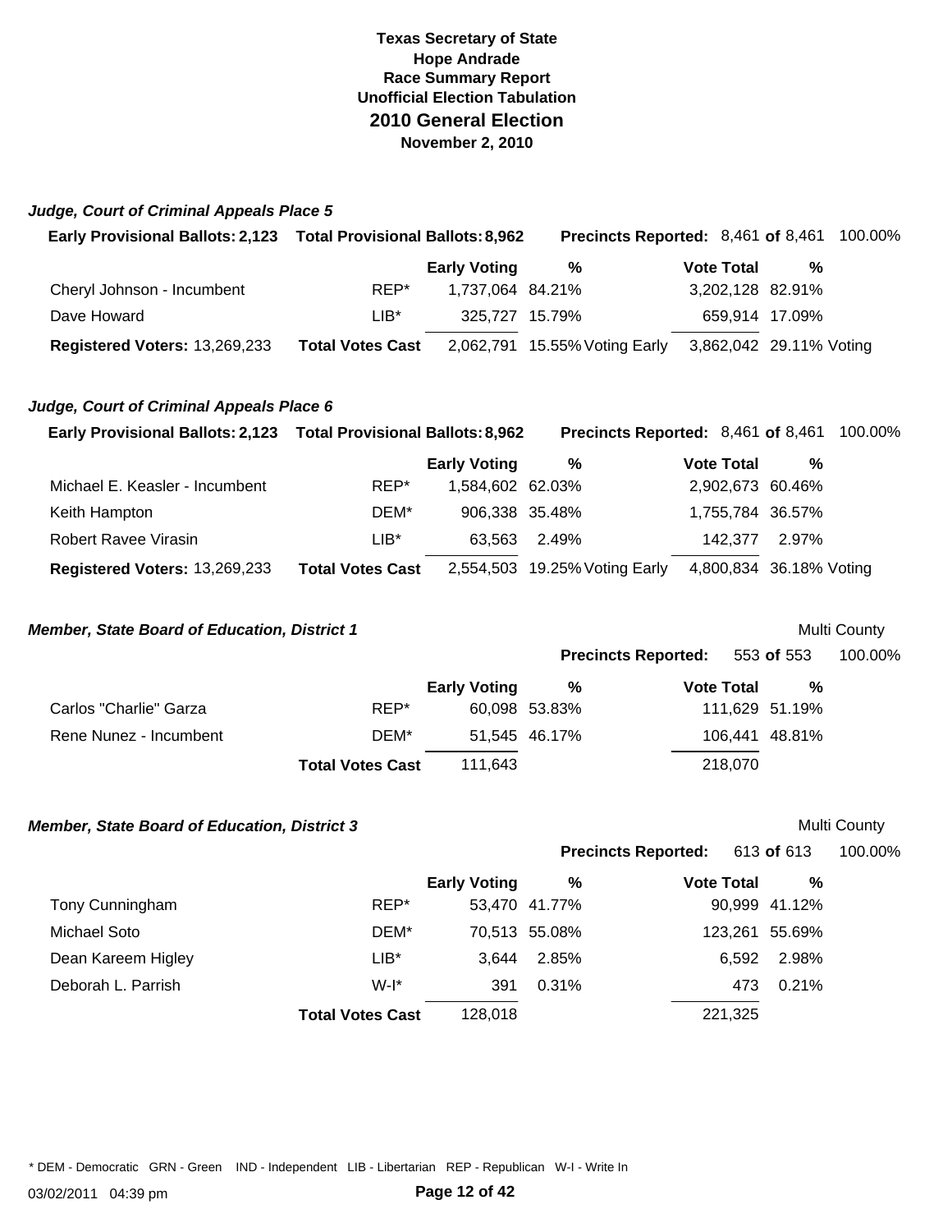# Texas Secretary of State
# Hope Andrade
# Race Summary Report
# Unofficial Election Tabulation
# 2010 General Election
# November 2, 2010

### *Judge, Court of Criminal Appeals Place 5*

**Early Provisional Ballots:** 2,123 **Total Provisional Ballots:** 8,962 **Precincts Reported:** 8,461 **of** 8,461 100.00%

| | | Early Voting | % | Vote Total | % |
|---|---|---|---|---|---|
| Cheryl Johnson - Incumbent | REP* | 1,737,064 | 84.21% | 3,202,128 | 82.91% |
| Dave Howard | LIB* | 325,727 | 15.79% | 659,914 | 17.09% |
| **Registered Voters:** 13,269,233 | **Total Votes Cast** | 2,062,791 | 15.55% Voting Early | 3,862,042 | 29.11% Voting |

### *Judge, Court of Criminal Appeals Place 6*

**Early Provisional Ballots:** 2,123 **Total Provisional Ballots:** 8,962 **Precincts Reported:** 8,461 **of** 8,461 100.00%

| | | Early Voting | % | Vote Total | % |
|---|---|---|---|---|---|
| Michael E. Keasler - Incumbent | REP* | 1,584,602 | 62.03% | 2,902,673 | 60.46% |
| Keith Hampton | DEM* | 906,338 | 35.48% | 1,755,784 | 36.57% |
| Robert Ravee Virasin | LIB* | 63,563 | 2.49% | 142,377 | 2.97% |
| **Registered Voters:** 13,269,233 | **Total Votes Cast** | 2,554,503 | 19.25% Voting Early | 4,800,834 | 36.18% Voting |

### *Member, State Board of Education, District 1*

Multi County

**Precincts Reported:** 553 **of** 553 100.00%

| | | Early Voting | % | Vote Total | % |
|---|---|---|---|---|---|
| Carlos "Charlie" Garza | REP* | 60,098 | 53.83% | 111,629 | 51.19% |
| Rene Nunez - Incumbent | DEM* | 51,545 | 46.17% | 106,441 | 48.81% |
| | **Total Votes Cast** | 111,643 | | 218,070 | |

### *Member, State Board of Education, District 3*

Multi County

**Precincts Reported:** 613 **of** 613 100.00%

| | | Early Voting | % | Vote Total | % |
|---|---|---|---|---|---|
| Tony Cunningham | REP* | 53,470 | 41.77% | 90,999 | 41.12% |
| Michael Soto | DEM* | 70,513 | 55.08% | 123,261 | 55.69% |
| Dean Kareem Higley | LIB* | 3,644 | 2.85% | 6,592 | 2.98% |
| Deborah L. Parrish | W-I* | 391 | 0.31% | 473 | 0.21% |
| | **Total Votes Cast** | 128,018 | | 221,325 | |

* DEM - Democratic GRN - Green IND - Independent LIB - Libertarian REP - Republican W-I - Write In

03/02/2011 04:39 pm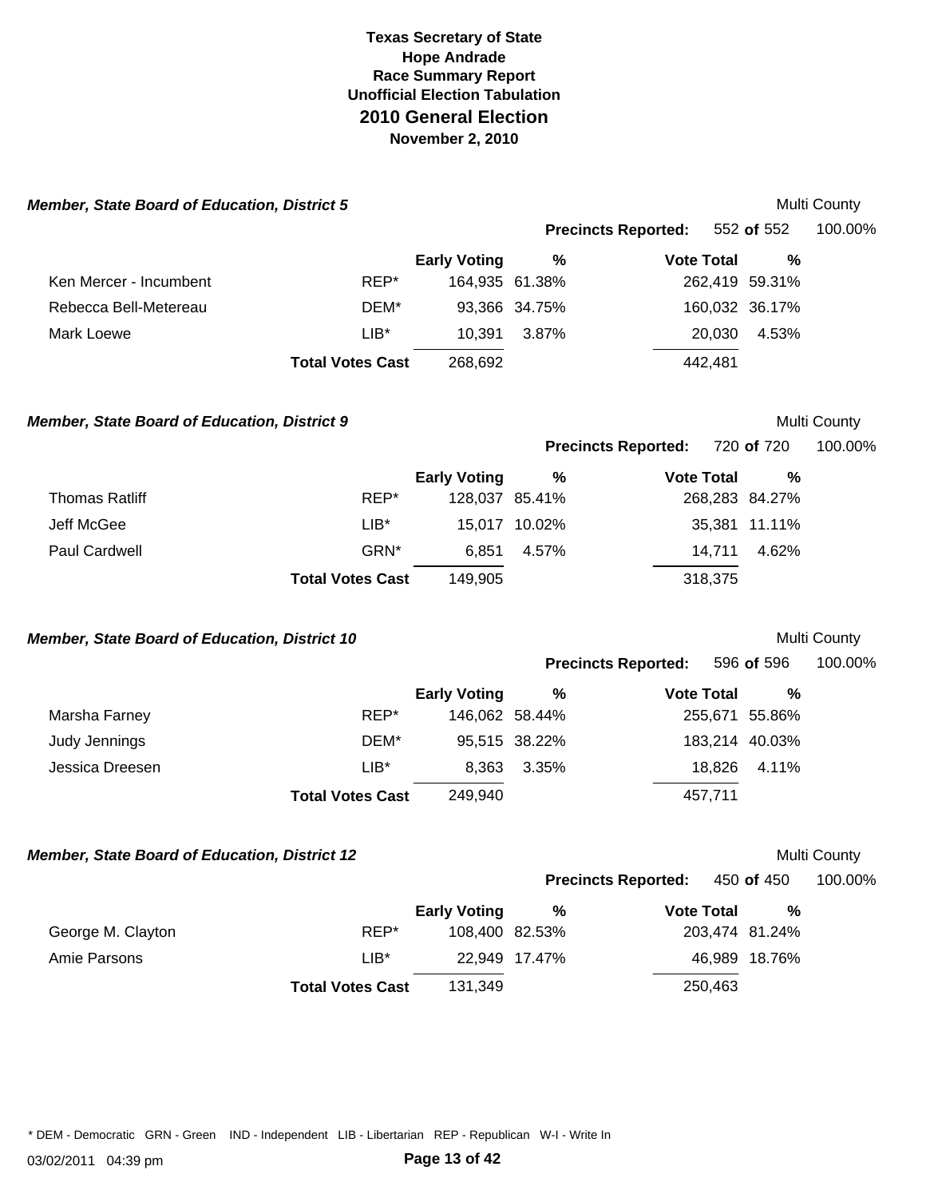# Texas Secretary of State
## Hope Andrade
## Race Summary Report
## Unofficial Election Tabulation
## 2010 General Election
## November 2, 2010

### *Member, State Board of Education, District 5*

Multi County

**Precincts Reported:** 552 **of** 552 100.00%

| | | Early Voting | % | Vote Total | % |
|---|---|---|---|---|---|
| Ken Mercer - Incumbent | REP* | 164,935 | 61.38% | 262,419 | 59.31% |
| Rebecca Bell-Metereau | DEM* | 93,366 | 34.75% | 160,032 | 36.17% |
| Mark Loewe | LIB* | 10,391 | 3.87% | 20,030 | 4.53% |
| | **Total Votes Cast** | 268,692 | | 442,481 | |

### *Member, State Board of Education, District 9*

Multi County

**Precincts Reported:** 720 **of** 720 100.00%

| | | Early Voting | % | Vote Total | % |
|---|---|---|---|---|---|
| Thomas Ratliff | REP* | 128,037 | 85.41% | 268,283 | 84.27% |
| Jeff McGee | LIB* | 15,017 | 10.02% | 35,381 | 11.11% |
| Paul Cardwell | GRN* | 6,851 | 4.57% | 14,711 | 4.62% |
| | **Total Votes Cast** | 149,905 | | 318,375 | |

### *Member, State Board of Education, District 10*

Multi County

**Precincts Reported:** 596 **of** 596 100.00%

| | | Early Voting | % | Vote Total | % |
|---|---|---|---|---|---|
| Marsha Farney | REP* | 146,062 | 58.44% | 255,671 | 55.86% |
| Judy Jennings | DEM* | 95,515 | 38.22% | 183,214 | 40.03% |
| Jessica Dreesen | LIB* | 8,363 | 3.35% | 18,826 | 4.11% |
| | **Total Votes Cast** | 249,940 | | 457,711 | |

### *Member, State Board of Education, District 12*

Multi County

**Precincts Reported:** 450 **of** 450 100.00%

| | | Early Voting | % | Vote Total | % |
|---|---|---|---|---|---|
| George M. Clayton | REP* | 108,400 | 82.53% | 203,474 | 81.24% |
| Amie Parsons | LIB* | 22,949 | 17.47% | 46,989 | 18.76% |
| | **Total Votes Cast** | 131,349 | | 250,463 | |

* DEM - Democratic GRN - Green IND - Independent LIB - Libertarian REP - Republican W-I - Write In

03/02/2011 04:39 pm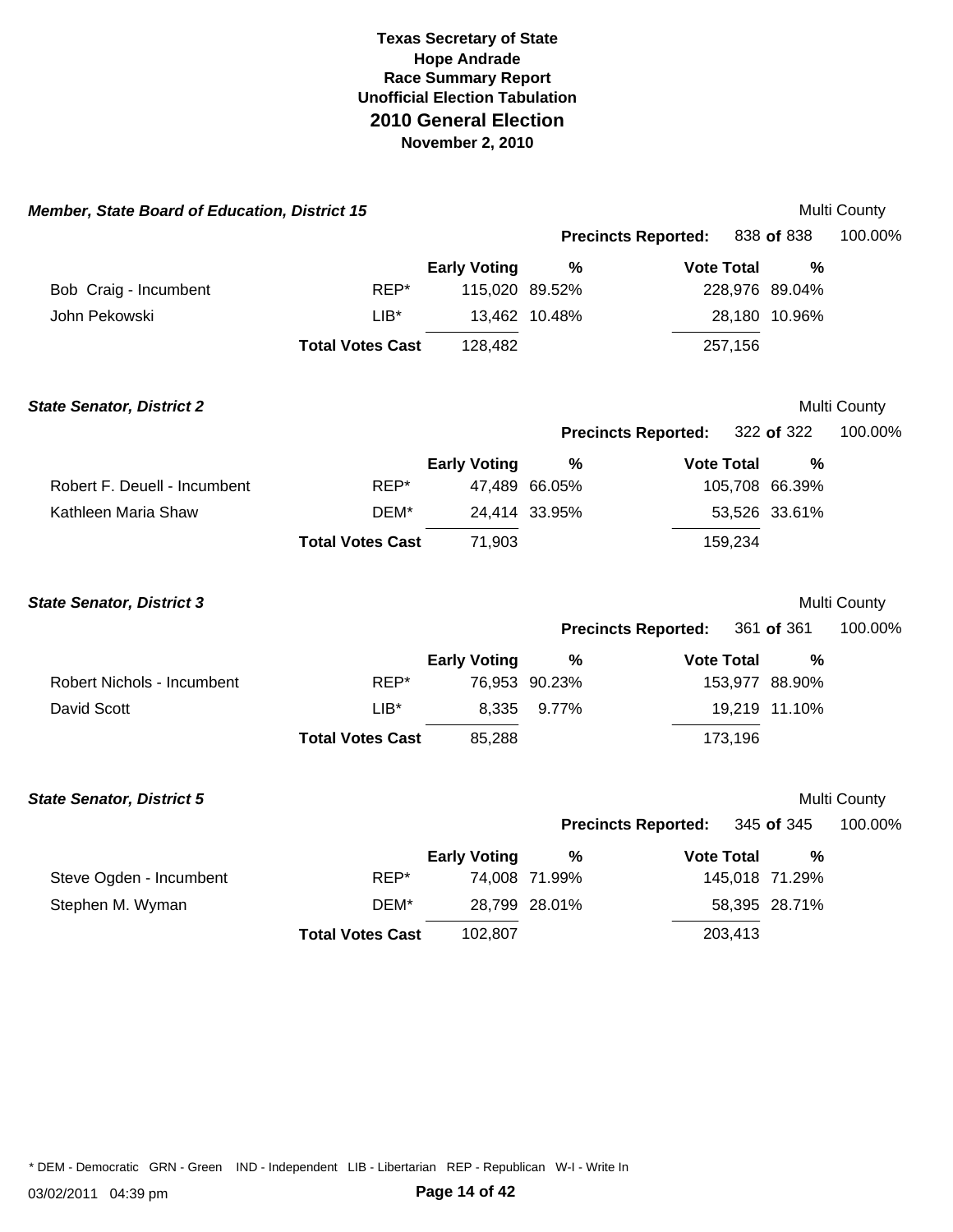# Texas Secretary of State
## Hope Andrade
## Race Summary Report
## Unofficial Election Tabulation
## 2010 General Election
## November 2, 2010

### *Member, State Board of Education, District 15*

Multi County

Precincts Reported: 838 of 838 100.00%

| Candidate | Party | Early Voting | % | Vote Total | % |
|---|---|---|---|---|---|
| Bob Craig - Incumbent | REP* | 115,020 | 89.52% | 228,976 | 89.04% |
| John Pekowski | LIB* | 13,462 | 10.48% | 28,180 | 10.96% |
| | **Total Votes Cast** | 128,482 | | 257,156 | |

### *State Senator, District 2*

Multi County

Precincts Reported: 322 of 322 100.00%

| Candidate | Party | Early Voting | % | Vote Total | % |
|---|---|---|---|---|---|
| Robert F. Deuell - Incumbent | REP* | 47,489 | 66.05% | 105,708 | 66.39% |
| Kathleen Maria Shaw | DEM* | 24,414 | 33.95% | 53,526 | 33.61% |
| | **Total Votes Cast** | 71,903 | | 159,234 | |

### *State Senator, District 3*

Multi County

Precincts Reported: 361 of 361 100.00%

| Candidate | Party | Early Voting | % | Vote Total | % |
|---|---|---|---|---|---|
| Robert Nichols - Incumbent | REP* | 76,953 | 90.23% | 153,977 | 88.90% |
| David Scott | LIB* | 8,335 | 9.77% | 19,219 | 11.10% |
| | **Total Votes Cast** | 85,288 | | 173,196 | |

### *State Senator, District 5*

Multi County

Precincts Reported: 345 of 345 100.00%

| Candidate | Party | Early Voting | % | Vote Total | % |
|---|---|---|---|---|---|
| Steve Ogden - Incumbent | REP* | 74,008 | 71.99% | 145,018 | 71.29% |
| Stephen M. Wyman | DEM* | 28,799 | 28.01% | 58,395 | 28.71% |
| | **Total Votes Cast** | 102,807 | | 203,413 | |

* DEM - Democratic GRN - Green IND - Independent LIB - Libertarian REP - Republican W-I - Write In

03/02/2011 04:39 pm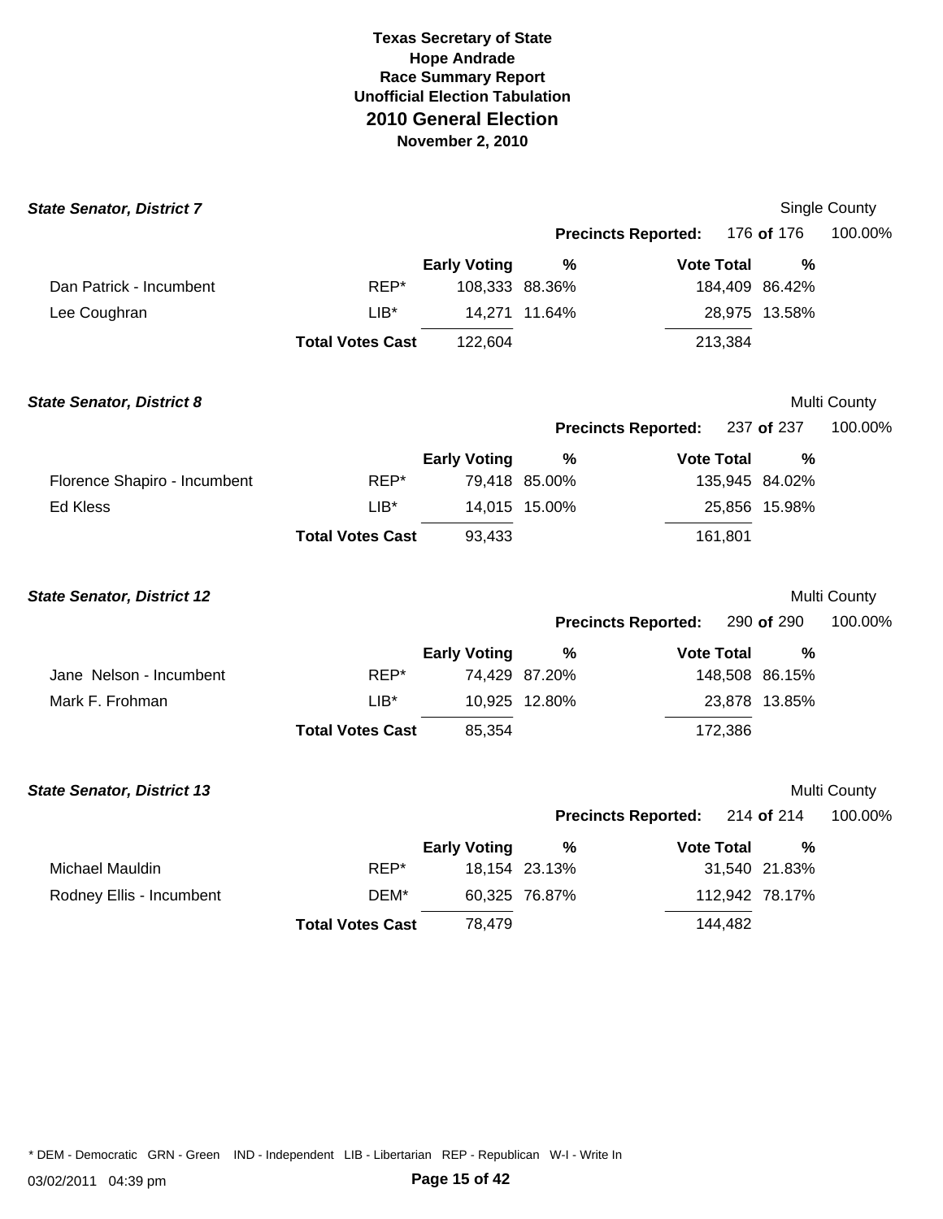**Texas Secretary of State**
**Hope Andrade**
**Race Summary Report**
**Unofficial Election Tabulation**
## 2010 General Election
**November 2, 2010**

### State Senator, District 7

Single County

**Precincts Reported:** 176 **of** 176 100.00%

| | | Early Voting | % | Vote Total | % |
|---|---|---|---|---|---|
| Dan Patrick - Incumbent | REP* | 108,333 | 88.36% | 184,409 | 86.42% |
| Lee Coughran | LIB* | 14,271 | 11.64% | 28,975 | 13.58% |
| | **Total Votes Cast** | 122,604 | | 213,384 | |

### State Senator, District 8

Multi County

**Precincts Reported:** 237 **of** 237 100.00%

| | | Early Voting | % | Vote Total | % |
|---|---|---|---|---|---|
| Florence Shapiro - Incumbent | REP* | 79,418 | 85.00% | 135,945 | 84.02% |
| Ed Kless | LIB* | 14,015 | 15.00% | 25,856 | 15.98% |
| | **Total Votes Cast** | 93,433 | | 161,801 | |

### State Senator, District 12

Multi County

**Precincts Reported:** 290 **of** 290 100.00%

| | | Early Voting | % | Vote Total | % |
|---|---|---|---|---|---|
| Jane Nelson - Incumbent | REP* | 74,429 | 87.20% | 148,508 | 86.15% |
| Mark F. Frohman | LIB* | 10,925 | 12.80% | 23,878 | 13.85% |
| | **Total Votes Cast** | 85,354 | | 172,386 | |

### State Senator, District 13

Multi County

**Precincts Reported:** 214 **of** 214 100.00%

| | | Early Voting | % | Vote Total | % |
|---|---|---|---|---|---|
| Michael Mauldin | REP* | 18,154 | 23.13% | 31,540 | 21.83% |
| Rodney Ellis - Incumbent | DEM* | 60,325 | 76.87% | 112,942 | 78.17% |
| | **Total Votes Cast** | 78,479 | | 144,482 | |

* DEM - Democratic GRN - Green IND - Independent LIB - Libertarian REP - Republican W-I - Write In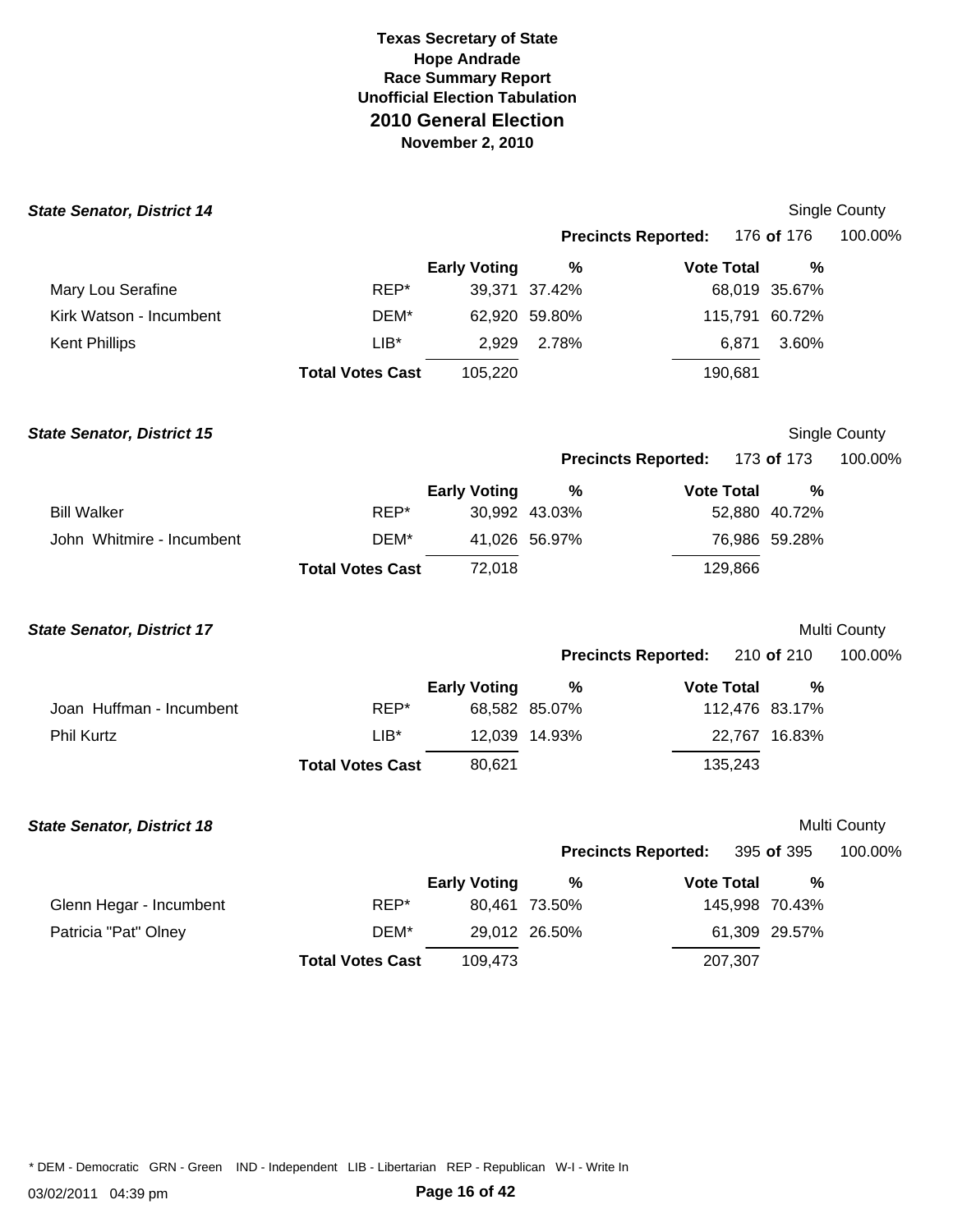# Texas Secretary of State
## Hope Andrade
## Race Summary Report
## Unofficial Election Tabulation
## 2010 General Election
## November 2, 2010

### *State Senator, District 14*

Single County

**Precincts Reported:** 176 **of** 176 100.00%

| | | Early Voting | % | Vote Total | % |
|---|---|---|---|---|---|
| Mary Lou Serafine | REP* | 39,371 | 37.42% | 68,019 | 35.67% |
| Kirk Watson - Incumbent | DEM* | 62,920 | 59.80% | 115,791 | 60.72% |
| Kent Phillips | LIB* | 2,929 | 2.78% | 6,871 | 3.60% |
| | **Total Votes Cast** | 105,220 | | 190,681 | |

### *State Senator, District 15*

Single County

**Precincts Reported:** 173 **of** 173 100.00%

| | | Early Voting | % | Vote Total | % |
|---|---|---|---|---|---|
| Bill Walker | REP* | 30,992 | 43.03% | 52,880 | 40.72% |
| John Whitmire - Incumbent | DEM* | 41,026 | 56.97% | 76,986 | 59.28% |
| | **Total Votes Cast** | 72,018 | | 129,866 | |

### *State Senator, District 17*

Multi County

**Precincts Reported:** 210 **of** 210 100.00%

| | | Early Voting | % | Vote Total | % |
|---|---|---|---|---|---|
| Joan Huffman - Incumbent | REP* | 68,582 | 85.07% | 112,476 | 83.17% |
| Phil Kurtz | LIB* | 12,039 | 14.93% | 22,767 | 16.83% |
| | **Total Votes Cast** | 80,621 | | 135,243 | |

### *State Senator, District 18*

Multi County

**Precincts Reported:** 395 **of** 395 100.00%

| | | Early Voting | % | Vote Total | % |
|---|---|---|---|---|---|
| Glenn Hegar - Incumbent | REP* | 80,461 | 73.50% | 145,998 | 70.43% |
| Patricia "Pat" Olney | DEM* | 29,012 | 26.50% | 61,309 | 29.57% |
| | **Total Votes Cast** | 109,473 | | 207,307 | |

* DEM - Democratic GRN - Green IND - Independent LIB - Libertarian REP - Republican W-I - Write In

03/02/2011 04:39 pm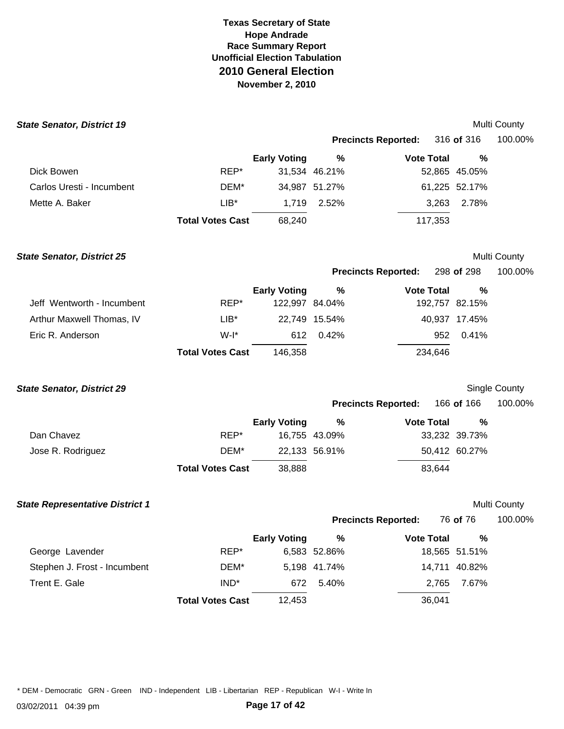**Texas Secretary of State**
**Hope Andrade**
**Race Summary Report**
**Unofficial Election Tabulation**
## 2010 General Election
**November 2, 2010**

### *State Senator, District 19*

Multi County

**Precincts Reported:** 316 **of** 316 100.00%

| | | Early Voting | % | Vote Total | % |
|---|---|---|---|---|---|
| Dick Bowen | REP* | 31,534 | 46.21% | 52,865 | 45.05% |
| Carlos Uresti - Incumbent | DEM* | 34,987 | 51.27% | 61,225 | 52.17% |
| Mette A. Baker | LIB* | 1,719 | 2.52% | 3,263 | 2.78% |
| | **Total Votes Cast** | 68,240 | | 117,353 | |

### *State Senator, District 25*

Multi County

**Precincts Reported:** 298 **of** 298 100.00%

| | | Early Voting | % | Vote Total | % |
|---|---|---|---|---|---|
| Jeff Wentworth - Incumbent | REP* | 122,997 | 84.04% | 192,757 | 82.15% |
| Arthur Maxwell Thomas, IV | LIB* | 22,749 | 15.54% | 40,937 | 17.45% |
| Eric R. Anderson | W-I* | 612 | 0.42% | 952 | 0.41% |
| | **Total Votes Cast** | 146,358 | | 234,646 | |

### *State Senator, District 29*

Single County

**Precincts Reported:** 166 **of** 166 100.00%

| | | Early Voting | % | Vote Total | % |
|---|---|---|---|---|---|
| Dan Chavez | REP* | 16,755 | 43.09% | 33,232 | 39.73% |
| Jose R. Rodriguez | DEM* | 22,133 | 56.91% | 50,412 | 60.27% |
| | **Total Votes Cast** | 38,888 | | 83,644 | |

### *State Representative District 1*

Multi County

**Precincts Reported:** 76 **of** 76 100.00%

| | | Early Voting | % | Vote Total | % |
|---|---|---|---|---|---|
| George Lavender | REP* | 6,583 | 52.86% | 18,565 | 51.51% |
| Stephen J. Frost - Incumbent | DEM* | 5,198 | 41.74% | 14,711 | 40.82% |
| Trent E. Gale | IND* | 672 | 5.40% | 2,765 | 7.67% |
| | **Total Votes Cast** | 12,453 | | 36,041 | |

* DEM - Democratic GRN - Green IND - Independent LIB - Libertarian REP - Republican W-I - Write In

03/02/2011 04:39 pm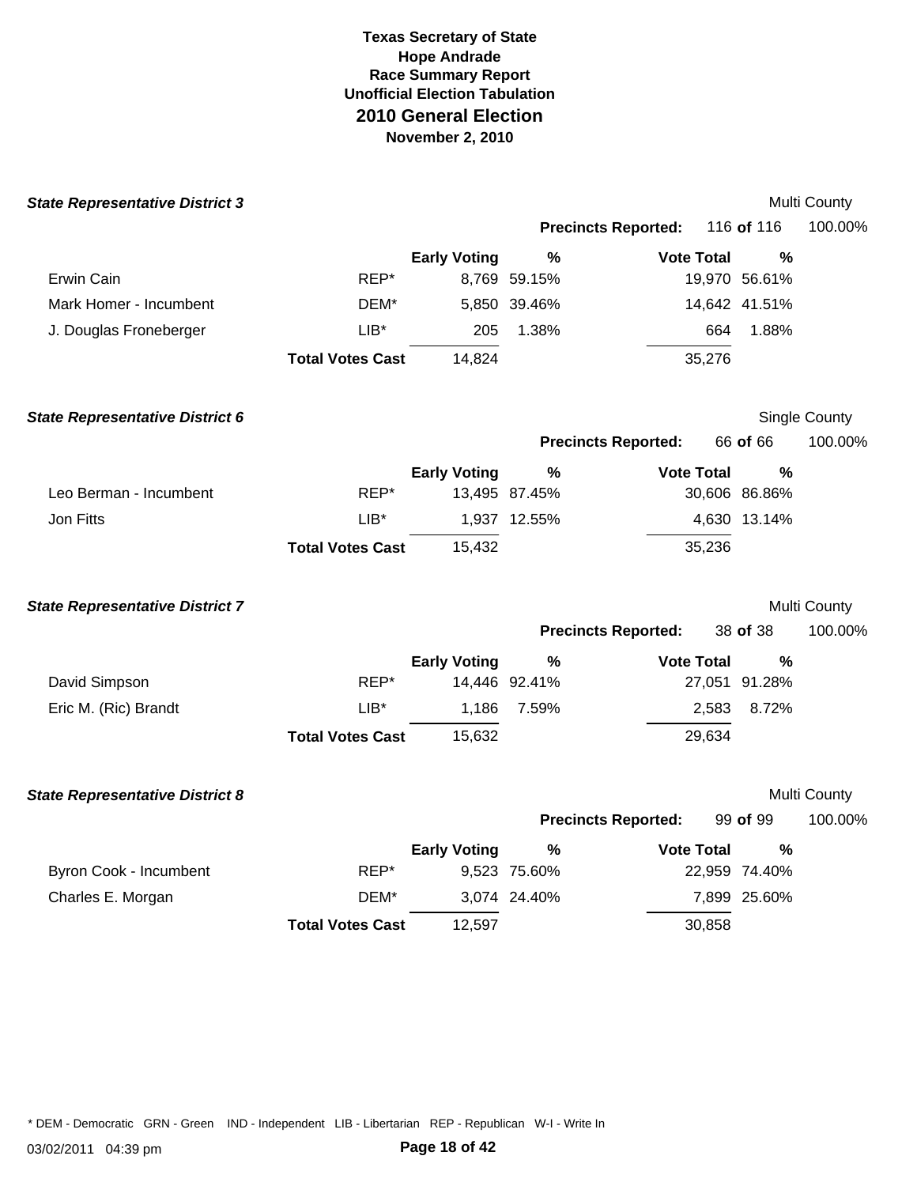**Texas Secretary of State**
**Hope Andrade**
**Race Summary Report**
**Unofficial Election Tabulation**
## 2010 General Election
**November 2, 2010**

### *State Representative District 3*

Multi County

**Precincts Reported:** 116 **of** 116 100.00%

| | | Early Voting | % | Vote Total | % |
|---|---|---|---|---|---|
| Erwin Cain | REP* | 8,769 | 59.15% | 19,970 | 56.61% |
| Mark Homer - Incumbent | DEM* | 5,850 | 39.46% | 14,642 | 41.51% |
| J. Douglas Froneberger | LIB* | 205 | 1.38% | 664 | 1.88% |
| | **Total Votes Cast** | 14,824 | | 35,276 | |

### *State Representative District 6*

Single County

**Precincts Reported:** 66 **of** 66 100.00%

| | | Early Voting | % | Vote Total | % |
|---|---|---|---|---|---|
| Leo Berman - Incumbent | REP* | 13,495 | 87.45% | 30,606 | 86.86% |
| Jon Fitts | LIB* | 1,937 | 12.55% | 4,630 | 13.14% |
| | **Total Votes Cast** | 15,432 | | 35,236 | |

### *State Representative District 7*

Multi County

**Precincts Reported:** 38 **of** 38 100.00%

| | | Early Voting | % | Vote Total | % |
|---|---|---|---|---|---|
| David Simpson | REP* | 14,446 | 92.41% | 27,051 | 91.28% |
| Eric M. (Ric) Brandt | LIB* | 1,186 | 7.59% | 2,583 | 8.72% |
| | **Total Votes Cast** | 15,632 | | 29,634 | |

### *State Representative District 8*

Multi County

**Precincts Reported:** 99 **of** 99 100.00%

| | | Early Voting | % | Vote Total | % |
|---|---|---|---|---|---|
| Byron Cook - Incumbent | REP* | 9,523 | 75.60% | 22,959 | 74.40% |
| Charles E. Morgan | DEM* | 3,074 | 24.40% | 7,899 | 25.60% |
| | **Total Votes Cast** | 12,597 | | 30,858 | |

* DEM - Democratic GRN - Green IND - Independent LIB - Libertarian REP - Republican W-I - Write In

03/02/2011 04:39 pm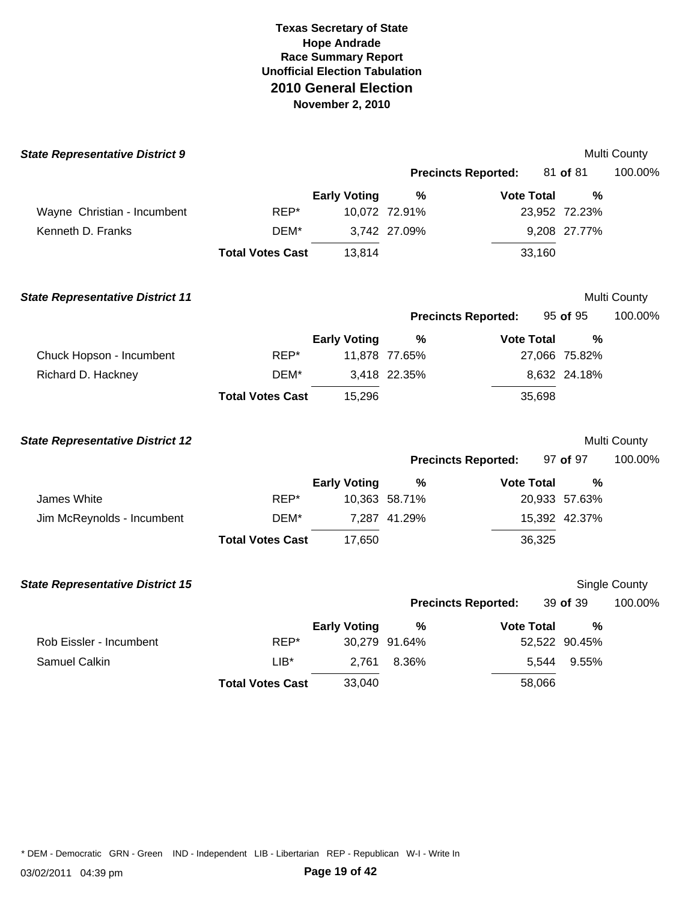**Texas Secretary of State**
**Hope Andrade**
**Race Summary Report**
**Unofficial Election Tabulation**
## 2010 General Election
**November 2, 2010**

### State Representative District 9

Multi County

**Precincts Reported:** 81 of 81 100.00%

| Candidate | Party | Early Voting | % | Vote Total | % |
|---|---|---|---|---|---|
| Wayne Christian - Incumbent | REP* | 10,072 | 72.91% | 23,952 | 72.23% |
| Kenneth D. Franks | DEM* | 3,742 | 27.09% | 9,208 | 27.77% |
| | **Total Votes Cast** | 13,814 | | 33,160 | |

### State Representative District 11

Multi County

**Precincts Reported:** 95 of 95 100.00%

| Candidate | Party | Early Voting | % | Vote Total | % |
|---|---|---|---|---|---|
| Chuck Hopson - Incumbent | REP* | 11,878 | 77.65% | 27,066 | 75.82% |
| Richard D. Hackney | DEM* | 3,418 | 22.35% | 8,632 | 24.18% |
| | **Total Votes Cast** | 15,296 | | 35,698 | |

### State Representative District 12

Multi County

**Precincts Reported:** 97 of 97 100.00%

| Candidate | Party | Early Voting | % | Vote Total | % |
|---|---|---|---|---|---|
| James White | REP* | 10,363 | 58.71% | 20,933 | 57.63% |
| Jim McReynolds - Incumbent | DEM* | 7,287 | 41.29% | 15,392 | 42.37% |
| | **Total Votes Cast** | 17,650 | | 36,325 | |

### State Representative District 15

Single County

**Precincts Reported:** 39 of 39 100.00%

| Candidate | Party | Early Voting | % | Vote Total | % |
|---|---|---|---|---|---|
| Rob Eissler - Incumbent | REP* | 30,279 | 91.64% | 52,522 | 90.45% |
| Samuel Calkin | LIB* | 2,761 | 8.36% | 5,544 | 9.55% |
| | **Total Votes Cast** | 33,040 | | 58,066 | |

* DEM - Democratic GRN - Green IND - Independent LIB - Libertarian REP - Republican W-I - Write In

03/02/2011 04:39 pm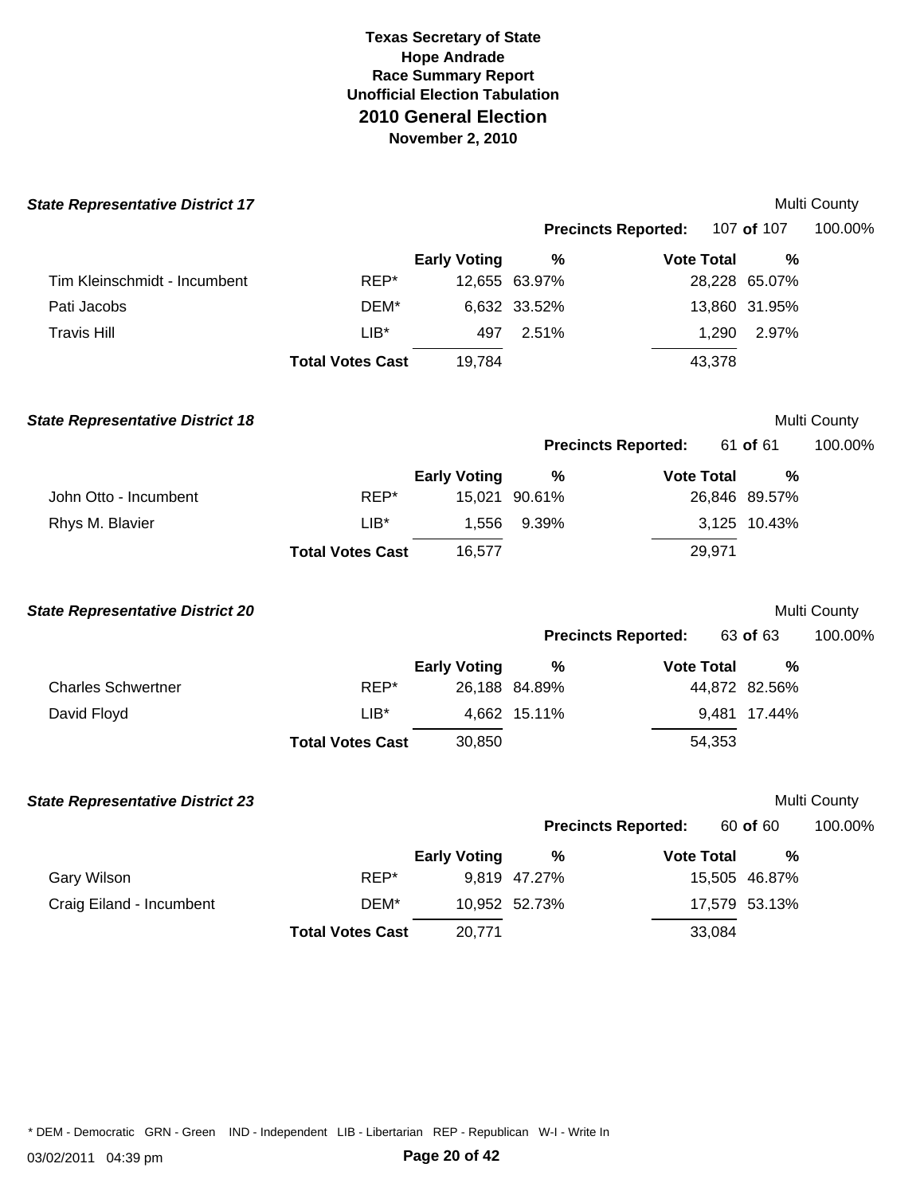# Texas Secretary of State
## Hope Andrade
## Race Summary Report
## Unofficial Election Tabulation
# 2010 General Election
## November 2, 2010

### *State Representative District 17*

Multi County

**Precincts Reported:** 107 **of** 107 100.00%

| | | Early Voting | % | Vote Total | % |
|---|---|---|---|---|---|
| Tim Kleinschmidt - Incumbent | REP* | 12,655 | 63.97% | 28,228 | 65.07% |
| Pati Jacobs | DEM* | 6,632 | 33.52% | 13,860 | 31.95% |
| Travis Hill | LIB* | 497 | 2.51% | 1,290 | 2.97% |
| | **Total Votes Cast** | 19,784 | | 43,378 | |

### *State Representative District 18*

Multi County

**Precincts Reported:** 61 **of** 61 100.00%

| | | Early Voting | % | Vote Total | % |
|---|---|---|---|---|---|
| John Otto - Incumbent | REP* | 15,021 | 90.61% | 26,846 | 89.57% |
| Rhys M. Blavier | LIB* | 1,556 | 9.39% | 3,125 | 10.43% |
| | **Total Votes Cast** | 16,577 | | 29,971 | |

### *State Representative District 20*

Multi County

**Precincts Reported:** 63 **of** 63 100.00%

| | | Early Voting | % | Vote Total | % |
|---|---|---|---|---|---|
| Charles Schwertner | REP* | 26,188 | 84.89% | 44,872 | 82.56% |
| David Floyd | LIB* | 4,662 | 15.11% | 9,481 | 17.44% |
| | **Total Votes Cast** | 30,850 | | 54,353 | |

### *State Representative District 23*

Multi County

**Precincts Reported:** 60 **of** 60 100.00%

| | | Early Voting | % | Vote Total | % |
|---|---|---|---|---|---|
| Gary Wilson | REP* | 9,819 | 47.27% | 15,505 | 46.87% |
| Craig Eiland - Incumbent | DEM* | 10,952 | 52.73% | 17,579 | 53.13% |
| | **Total Votes Cast** | 20,771 | | 33,084 | |

* DEM - Democratic GRN - Green IND - Independent LIB - Libertarian REP - Republican W-I - Write In

03/02/2011 04:39 pm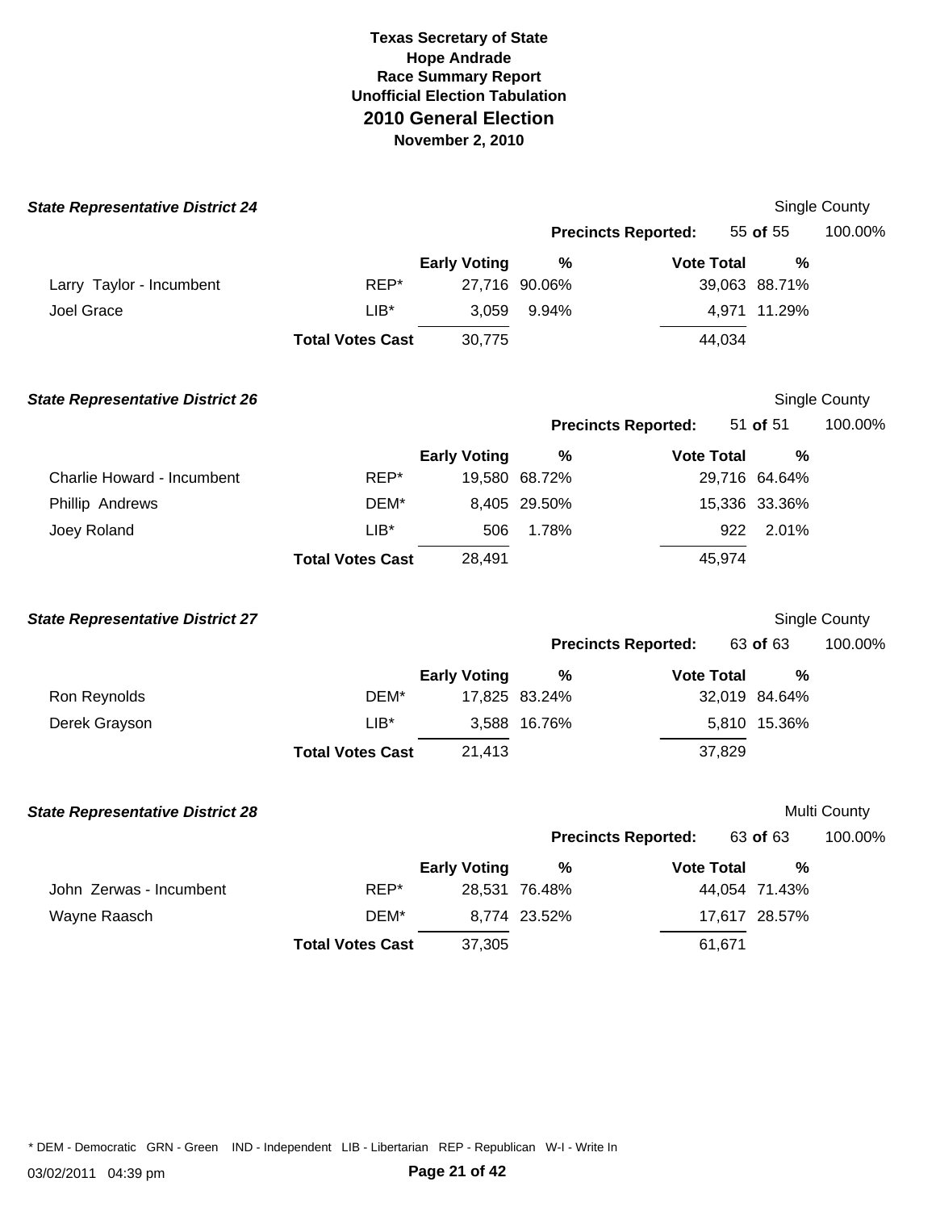# Texas Secretary of State
## Hope Andrade
## Race Summary Report
## Unofficial Election Tabulation
## 2010 General Election
### November 2, 2010

### *State Representative District 24*

Single County

**Precincts Reported:** 55 **of** 55 100.00%

| | | Early Voting | % | Vote Total | % |
|---|---|---|---|---|---|
| Larry Taylor - Incumbent | REP* | 27,716 | 90.06% | 39,063 | 88.71% |
| Joel Grace | LIB* | 3,059 | 9.94% | 4,971 | 11.29% |
| | **Total Votes Cast** | 30,775 | | 44,034 | |

### *State Representative District 26*

Single County

**Precincts Reported:** 51 **of** 51 100.00%

| | | Early Voting | % | Vote Total | % |
|---|---|---|---|---|---|
| Charlie Howard - Incumbent | REP* | 19,580 | 68.72% | 29,716 | 64.64% |
| Phillip Andrews | DEM* | 8,405 | 29.50% | 15,336 | 33.36% |
| Joey Roland | LIB* | 506 | 1.78% | 922 | 2.01% |
| | **Total Votes Cast** | 28,491 | | 45,974 | |

### *State Representative District 27*

Single County

**Precincts Reported:** 63 **of** 63 100.00%

| | | Early Voting | % | Vote Total | % |
|---|---|---|---|---|---|
| Ron Reynolds | DEM* | 17,825 | 83.24% | 32,019 | 84.64% |
| Derek Grayson | LIB* | 3,588 | 16.76% | 5,810 | 15.36% |
| | **Total Votes Cast** | 21,413 | | 37,829 | |

### *State Representative District 28*

Multi County

**Precincts Reported:** 63 **of** 63 100.00%

| | | Early Voting | % | Vote Total | % |
|---|---|---|---|---|---|
| John Zerwas - Incumbent | REP* | 28,531 | 76.48% | 44,054 | 71.43% |
| Wayne Raasch | DEM* | 8,774 | 23.52% | 17,617 | 28.57% |
| | **Total Votes Cast** | 37,305 | | 61,671 | |

* DEM - Democratic GRN - Green IND - Independent LIB - Libertarian REP - Republican W-I - Write In

03/02/2011 04:39 pm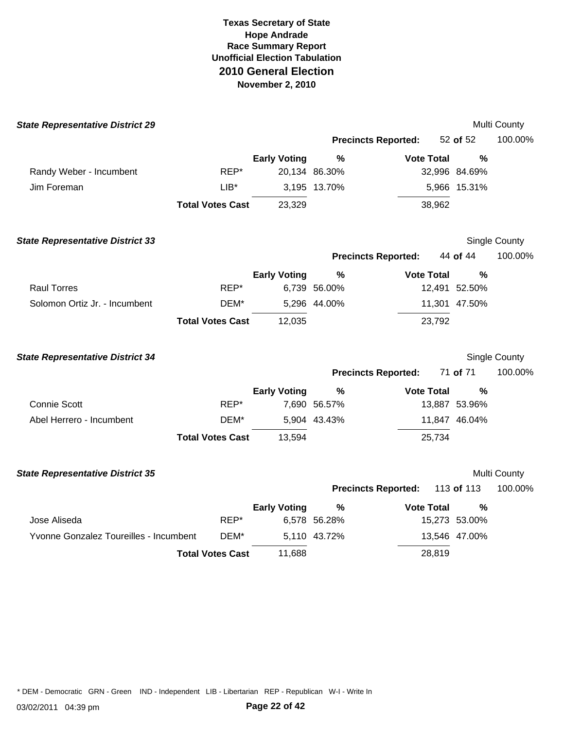**Texas Secretary of State**
**Hope Andrade**
**Race Summary Report**
**Unofficial Election Tabulation**
## 2010 General Election
**November 2, 2010**

### *State Representative District 29*

Multi County

**Precincts Reported:** 52 **of** 52 100.00%

| | | Early Voting | % | Vote Total | % |
|---|---|---|---|---|---|
| Randy Weber - Incumbent | REP* | 20,134 | 86.30% | 32,996 | 84.69% |
| Jim Foreman | LIB* | 3,195 | 13.70% | 5,966 | 15.31% |
| | **Total Votes Cast** | 23,329 | | 38,962 | |

### *State Representative District 33*

Single County

**Precincts Reported:** 44 **of** 44 100.00%

| | | Early Voting | % | Vote Total | % |
|---|---|---|---|---|---|
| Raul Torres | REP* | 6,739 | 56.00% | 12,491 | 52.50% |
| Solomon Ortiz Jr. - Incumbent | DEM* | 5,296 | 44.00% | 11,301 | 47.50% |
| | **Total Votes Cast** | 12,035 | | 23,792 | |

### *State Representative District 34*

Single County

**Precincts Reported:** 71 **of** 71 100.00%

| | | Early Voting | % | Vote Total | % |
|---|---|---|---|---|---|
| Connie Scott | REP* | 7,690 | 56.57% | 13,887 | 53.96% |
| Abel Herrero - Incumbent | DEM* | 5,904 | 43.43% | 11,847 | 46.04% |
| | **Total Votes Cast** | 13,594 | | 25,734 | |

### *State Representative District 35*

Multi County

**Precincts Reported:** 113 **of** 113 100.00%

| | | Early Voting | % | Vote Total | % |
|---|---|---|---|---|---|
| Jose Aliseda | REP* | 6,578 | 56.28% | 15,273 | 53.00% |
| Yvonne Gonzalez Toureilles - Incumbent | DEM* | 5,110 | 43.72% | 13,546 | 47.00% |
| | **Total Votes Cast** | 11,688 | | 28,819 | |

* DEM - Democratic GRN - Green IND - Independent LIB - Libertarian REP - Republican W-I - Write In

03/02/2011 04:39 pm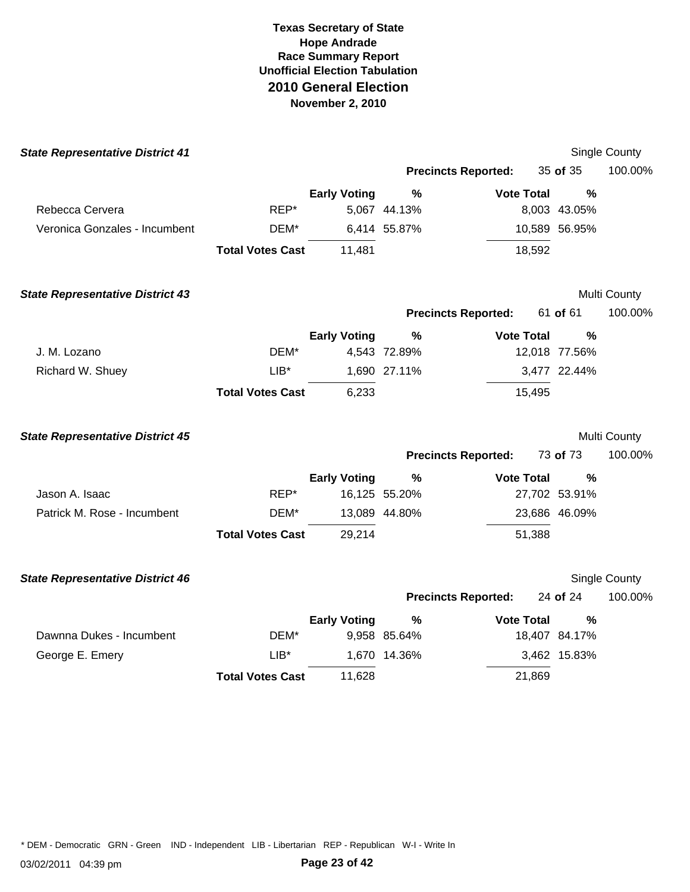# Texas Secretary of State
## Hope Andrade
## Race Summary Report
## Unofficial Election Tabulation
## 2010 General Election
## November 2, 2010

### State Representative District 41

Single County

Precincts Reported: 35 of 35 — 100.00%

| Candidate | Party | Early Voting | % | Vote Total | % |
|---|---|---|---|---|---|
| Rebecca Cervera | REP* | 5,067 | 44.13% | 8,003 | 43.05% |
| Veronica Gonzales - Incumbent | DEM* | 6,414 | 55.87% | 10,589 | 56.95% |
| | **Total Votes Cast** | 11,481 | | 18,592 | |

### State Representative District 43

Multi County

Precincts Reported: 61 of 61 — 100.00%

| Candidate | Party | Early Voting | % | Vote Total | % |
|---|---|---|---|---|---|
| J. M. Lozano | DEM* | 4,543 | 72.89% | 12,018 | 77.56% |
| Richard W. Shuey | LIB* | 1,690 | 27.11% | 3,477 | 22.44% |
| | **Total Votes Cast** | 6,233 | | 15,495 | |

### State Representative District 45

Multi County

Precincts Reported: 73 of 73 — 100.00%

| Candidate | Party | Early Voting | % | Vote Total | % |
|---|---|---|---|---|---|
| Jason A. Isaac | REP* | 16,125 | 55.20% | 27,702 | 53.91% |
| Patrick M. Rose - Incumbent | DEM* | 13,089 | 44.80% | 23,686 | 46.09% |
| | **Total Votes Cast** | 29,214 | | 51,388 | |

### State Representative District 46

Single County

Precincts Reported: 24 of 24 — 100.00%

| Candidate | Party | Early Voting | % | Vote Total | % |
|---|---|---|---|---|---|
| Dawnna Dukes - Incumbent | DEM* | 9,958 | 85.64% | 18,407 | 84.17% |
| George E. Emery | LIB* | 1,670 | 14.36% | 3,462 | 15.83% |
| | **Total Votes Cast** | 11,628 | | 21,869 | |

* DEM - Democratic GRN - Green IND - Independent LIB - Libertarian REP - Republican W-I - Write In

03/02/2011 04:39 pm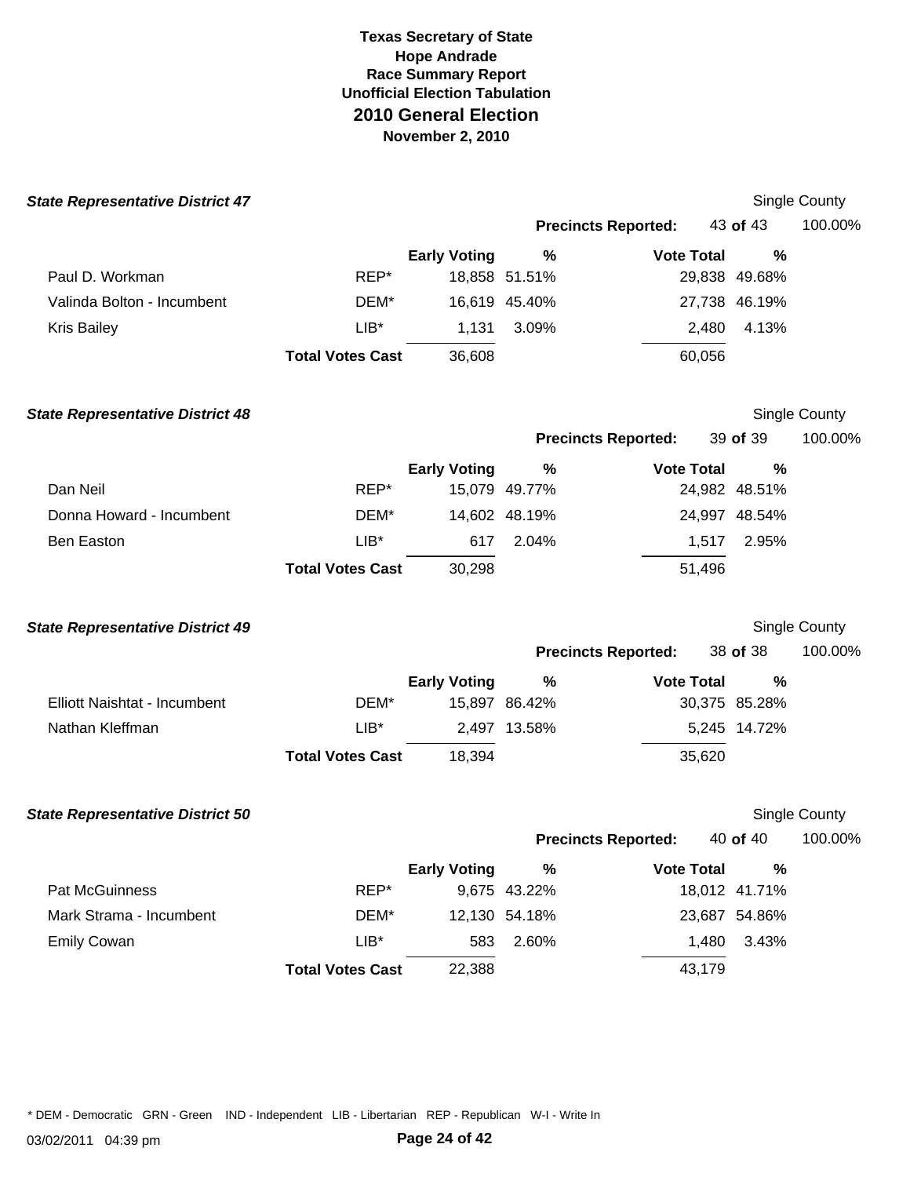**Texas Secretary of State**
**Hope Andrade**
**Race Summary Report**
**Unofficial Election Tabulation**
## 2010 General Election
**November 2, 2010**

### *State Representative District 47*

Single County

**Precincts Reported:** 43 **of** 43 100.00%

| | | Early Voting | % | Vote Total | % |
|---|---|---|---|---|---|
| Paul D. Workman | REP* | 18,858 | 51.51% | 29,838 | 49.68% |
| Valinda Bolton - Incumbent | DEM* | 16,619 | 45.40% | 27,738 | 46.19% |
| Kris Bailey | LIB* | 1,131 | 3.09% | 2,480 | 4.13% |
| | **Total Votes Cast** | 36,608 | | 60,056 | |

### *State Representative District 48*

Single County

**Precincts Reported:** 39 **of** 39 100.00%

| | | Early Voting | % | Vote Total | % |
|---|---|---|---|---|---|
| Dan Neil | REP* | 15,079 | 49.77% | 24,982 | 48.51% |
| Donna Howard - Incumbent | DEM* | 14,602 | 48.19% | 24,997 | 48.54% |
| Ben Easton | LIB* | 617 | 2.04% | 1,517 | 2.95% |
| | **Total Votes Cast** | 30,298 | | 51,496 | |

### *State Representative District 49*

Single County

**Precincts Reported:** 38 **of** 38 100.00%

| | | Early Voting | % | Vote Total | % |
|---|---|---|---|---|---|
| Elliott Naishtat - Incumbent | DEM* | 15,897 | 86.42% | 30,375 | 85.28% |
| Nathan Kleffman | LIB* | 2,497 | 13.58% | 5,245 | 14.72% |
| | **Total Votes Cast** | 18,394 | | 35,620 | |

### *State Representative District 50*

Single County

**Precincts Reported:** 40 **of** 40 100.00%

| | | Early Voting | % | Vote Total | % |
|---|---|---|---|---|---|
| Pat McGuinness | REP* | 9,675 | 43.22% | 18,012 | 41.71% |
| Mark Strama - Incumbent | DEM* | 12,130 | 54.18% | 23,687 | 54.86% |
| Emily Cowan | LIB* | 583 | 2.60% | 1,480 | 3.43% |
| | **Total Votes Cast** | 22,388 | | 43,179 | |

* DEM - Democratic GRN - Green IND - Independent LIB - Libertarian REP - Republican W-I - Write In

03/02/2011 04:39 pm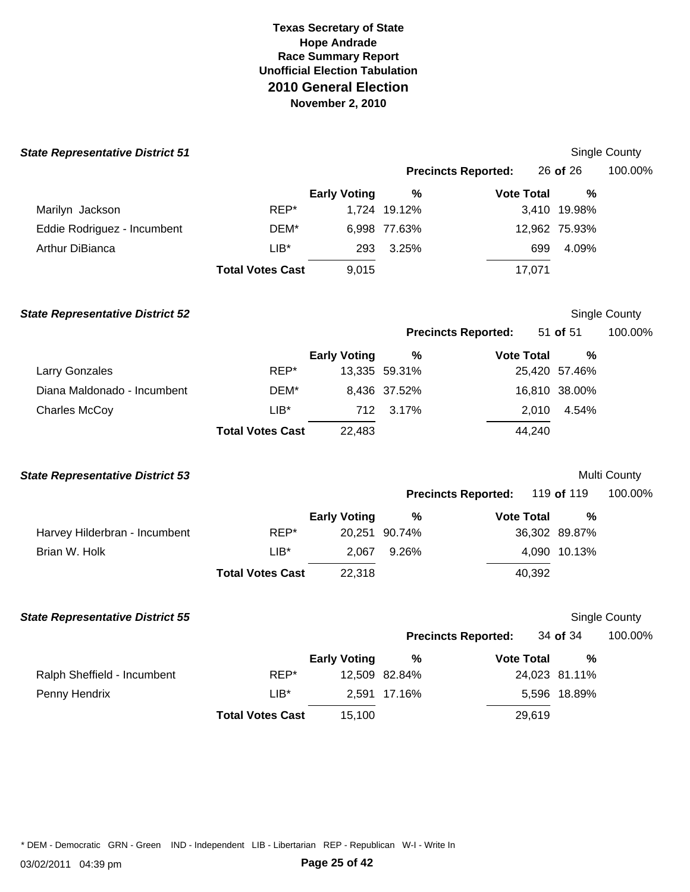# Texas Secretary of State
## Hope Andrade
## Race Summary Report
## Unofficial Election Tabulation
## 2010 General Election
## November 2, 2010

### State Representative District 51

Single County

Precincts Reported: 26 of 26 100.00%

| Candidate | Party | Early Voting | % | Vote Total | % |
|---|---|---|---|---|---|
| Marilyn Jackson | REP* | 1,724 | 19.12% | 3,410 | 19.98% |
| Eddie Rodriguez - Incumbent | DEM* | 6,998 | 77.63% | 12,962 | 75.93% |
| Arthur DiBianca | LIB* | 293 | 3.25% | 699 | 4.09% |
| | Total Votes Cast | 9,015 | | 17,071 | |

### State Representative District 52

Single County

Precincts Reported: 51 of 51 100.00%

| Candidate | Party | Early Voting | % | Vote Total | % |
|---|---|---|---|---|---|
| Larry Gonzales | REP* | 13,335 | 59.31% | 25,420 | 57.46% |
| Diana Maldonado - Incumbent | DEM* | 8,436 | 37.52% | 16,810 | 38.00% |
| Charles McCoy | LIB* | 712 | 3.17% | 2,010 | 4.54% |
| | Total Votes Cast | 22,483 | | 44,240 | |

### State Representative District 53

Multi County

Precincts Reported: 119 of 119 100.00%

| Candidate | Party | Early Voting | % | Vote Total | % |
|---|---|---|---|---|---|
| Harvey Hilderbran - Incumbent | REP* | 20,251 | 90.74% | 36,302 | 89.87% |
| Brian W. Holk | LIB* | 2,067 | 9.26% | 4,090 | 10.13% |
| | Total Votes Cast | 22,318 | | 40,392 | |

### State Representative District 55

Single County

Precincts Reported: 34 of 34 100.00%

| Candidate | Party | Early Voting | % | Vote Total | % |
|---|---|---|---|---|---|
| Ralph Sheffield - Incumbent | REP* | 12,509 | 82.84% | 24,023 | 81.11% |
| Penny Hendrix | LIB* | 2,591 | 17.16% | 5,596 | 18.89% |
| | Total Votes Cast | 15,100 | | 29,619 | |

* DEM - Democratic GRN - Green IND - Independent LIB - Libertarian REP - Republican W-I - Write In

03/02/2011 04:39 pm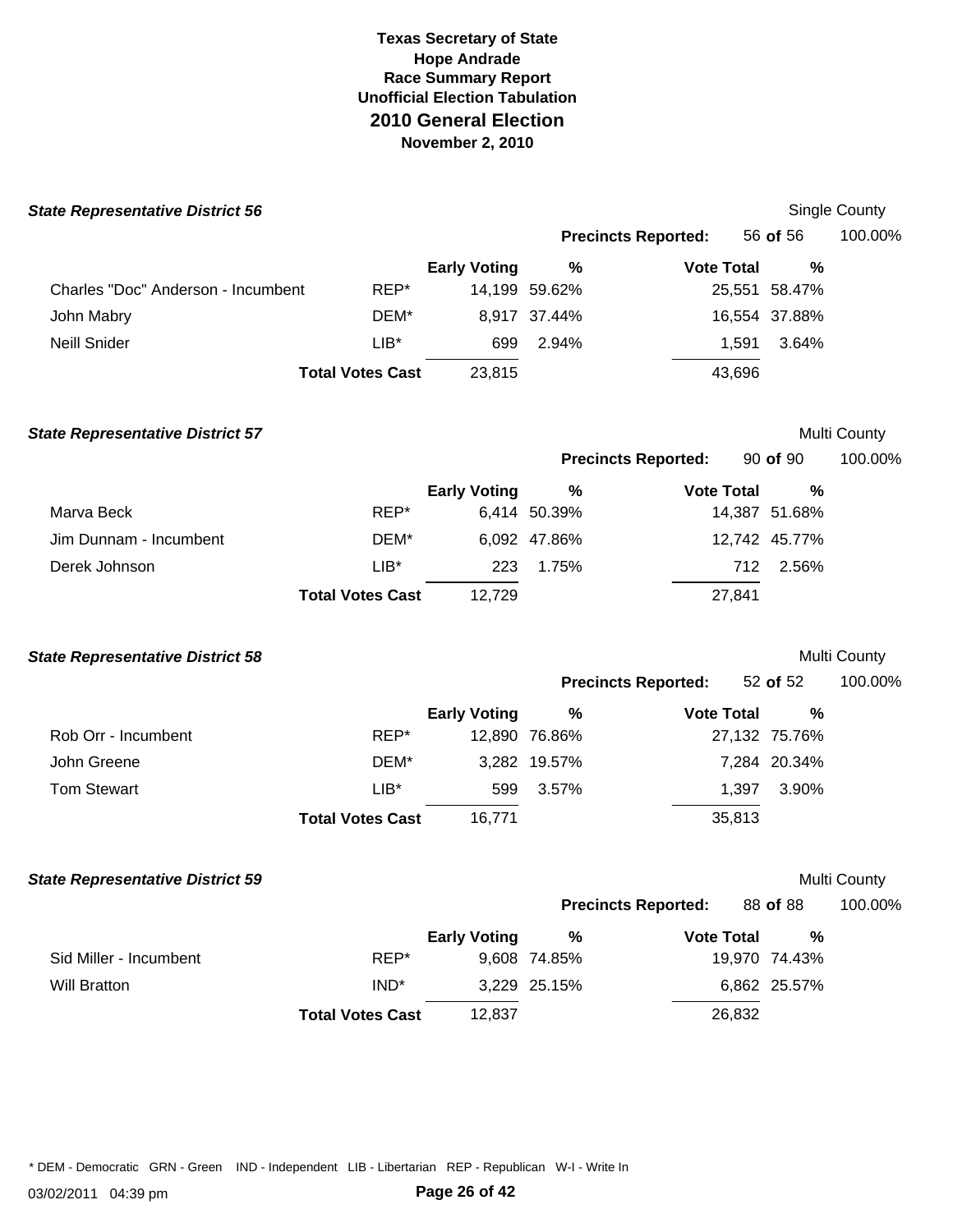**Texas Secretary of State**
**Hope Andrade**
**Race Summary Report**
**Unofficial Election Tabulation**
## 2010 General Election
**November 2, 2010**

### *State Representative District 56*

Single County

**Precincts Reported:** 56 **of** 56 100.00%

| | | Early Voting | % | Vote Total | % |
|---|---|---|---|---|---|
| Charles "Doc" Anderson - Incumbent | REP* | 14,199 | 59.62% | 25,551 | 58.47% |
| John Mabry | DEM* | 8,917 | 37.44% | 16,554 | 37.88% |
| Neill Snider | LIB* | 699 | 2.94% | 1,591 | 3.64% |
| | **Total Votes Cast** | 23,815 | | 43,696 | |

### *State Representative District 57*

Multi County

**Precincts Reported:** 90 **of** 90 100.00%

| | | Early Voting | % | Vote Total | % |
|---|---|---|---|---|---|
| Marva Beck | REP* | 6,414 | 50.39% | 14,387 | 51.68% |
| Jim Dunnam - Incumbent | DEM* | 6,092 | 47.86% | 12,742 | 45.77% |
| Derek Johnson | LIB* | 223 | 1.75% | 712 | 2.56% |
| | **Total Votes Cast** | 12,729 | | 27,841 | |

### *State Representative District 58*

Multi County

**Precincts Reported:** 52 **of** 52 100.00%

| | | Early Voting | % | Vote Total | % |
|---|---|---|---|---|---|
| Rob Orr - Incumbent | REP* | 12,890 | 76.86% | 27,132 | 75.76% |
| John Greene | DEM* | 3,282 | 19.57% | 7,284 | 20.34% |
| Tom Stewart | LIB* | 599 | 3.57% | 1,397 | 3.90% |
| | **Total Votes Cast** | 16,771 | | 35,813 | |

### *State Representative District 59*

Multi County

**Precincts Reported:** 88 **of** 88 100.00%

| | | Early Voting | % | Vote Total | % |
|---|---|---|---|---|---|
| Sid Miller - Incumbent | REP* | 9,608 | 74.85% | 19,970 | 74.43% |
| Will Bratton | IND* | 3,229 | 25.15% | 6,862 | 25.57% |
| | **Total Votes Cast** | 12,837 | | 26,832 | |

* DEM - Democratic GRN - Green IND - Independent LIB - Libertarian REP - Republican W-I - Write In

03/02/2011 04:39 pm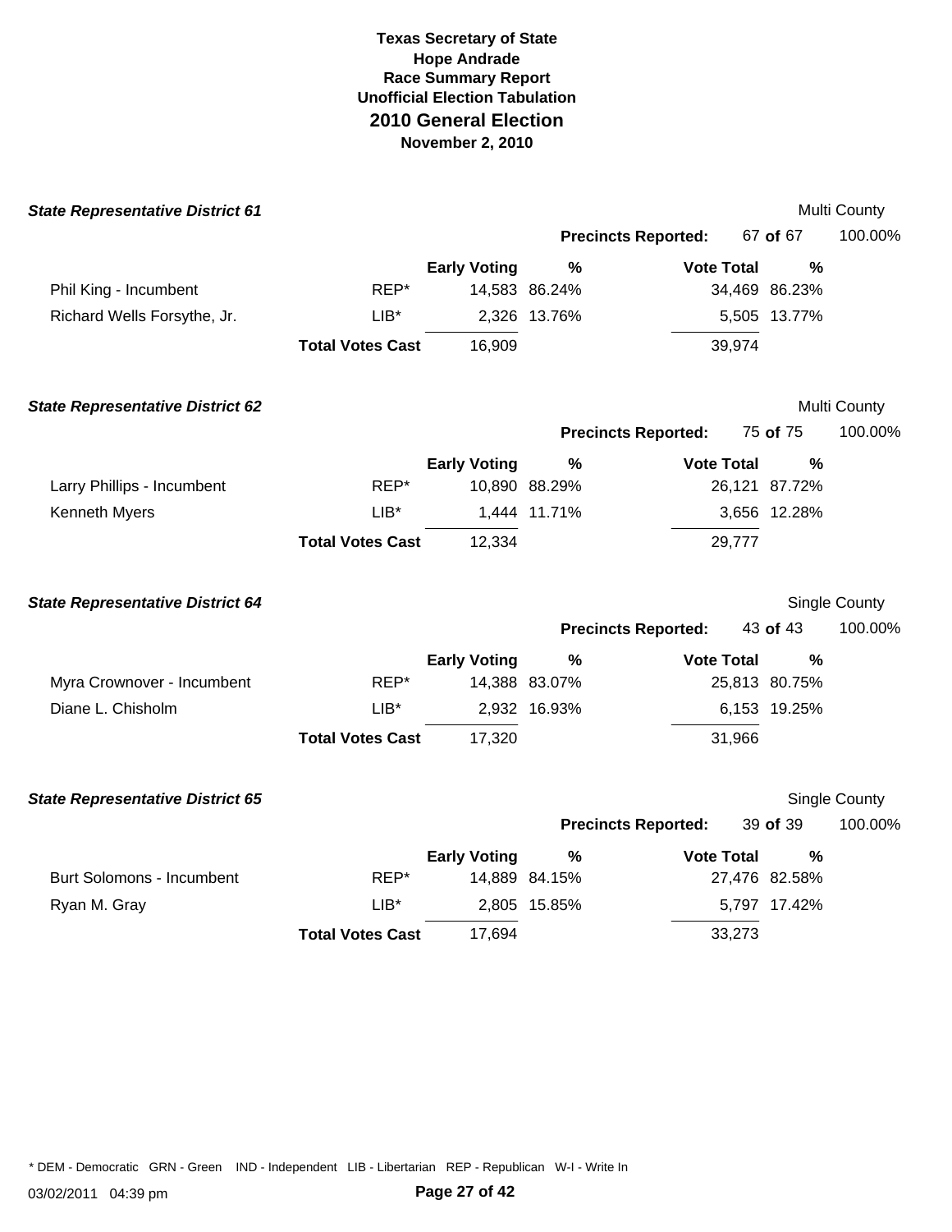**Texas Secretary of State**
**Hope Andrade**
**Race Summary Report**
**Unofficial Election Tabulation**
## 2010 General Election
**November 2, 2010**

### *State Representative District 61*

Multi County

**Precincts Reported:** 67 **of** 67 100.00%

| | | Early Voting | % | Vote Total | % |
|---|---|---|---|---|---|
| Phil King - Incumbent | REP* | 14,583 | 86.24% | 34,469 | 86.23% |
| Richard Wells Forsythe, Jr. | LIB* | 2,326 | 13.76% | 5,505 | 13.77% |
| | **Total Votes Cast** | 16,909 | | 39,974 | |

### *State Representative District 62*

Multi County

**Precincts Reported:** 75 **of** 75 100.00%

| | | Early Voting | % | Vote Total | % |
|---|---|---|---|---|---|
| Larry Phillips - Incumbent | REP* | 10,890 | 88.29% | 26,121 | 87.72% |
| Kenneth Myers | LIB* | 1,444 | 11.71% | 3,656 | 12.28% |
| | **Total Votes Cast** | 12,334 | | 29,777 | |

### *State Representative District 64*

Single County

**Precincts Reported:** 43 **of** 43 100.00%

| | | Early Voting | % | Vote Total | % |
|---|---|---|---|---|---|
| Myra Crownover - Incumbent | REP* | 14,388 | 83.07% | 25,813 | 80.75% |
| Diane L. Chisholm | LIB* | 2,932 | 16.93% | 6,153 | 19.25% |
| | **Total Votes Cast** | 17,320 | | 31,966 | |

### *State Representative District 65*

Single County

**Precincts Reported:** 39 **of** 39 100.00%

| | | Early Voting | % | Vote Total | % |
|---|---|---|---|---|---|
| Burt Solomons - Incumbent | REP* | 14,889 | 84.15% | 27,476 | 82.58% |
| Ryan M. Gray | LIB* | 2,805 | 15.85% | 5,797 | 17.42% |
| | **Total Votes Cast** | 17,694 | | 33,273 | |

* DEM - Democratic GRN - Green IND - Independent LIB - Libertarian REP - Republican W-I - Write In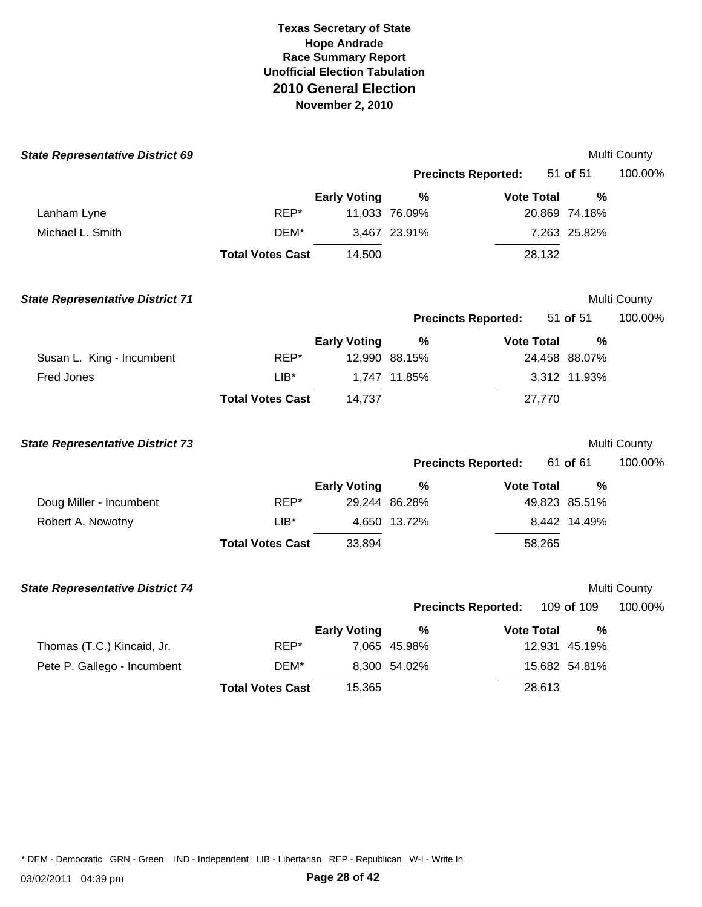**Texas Secretary of State**
**Hope Andrade**
**Race Summary Report**
**Unofficial Election Tabulation**
## 2010 General Election
**November 2, 2010**

### *State Representative District 69*

Multi County

**Precincts Reported:** 51 **of** 51 100.00%

| | | Early Voting | % | Vote Total | % |
|---|---|---|---|---|---|
| Lanham Lyne | REP* | 11,033 | 76.09% | 20,869 | 74.18% |
| Michael L. Smith | DEM* | 3,467 | 23.91% | 7,263 | 25.82% |
| | **Total Votes Cast** | 14,500 | | 28,132 | |

### *State Representative District 71*

Multi County

**Precincts Reported:** 51 **of** 51 100.00%

| | | Early Voting | % | Vote Total | % |
|---|---|---|---|---|---|
| Susan L. King - Incumbent | REP* | 12,990 | 88.15% | 24,458 | 88.07% |
| Fred Jones | LIB* | 1,747 | 11.85% | 3,312 | 11.93% |
| | **Total Votes Cast** | 14,737 | | 27,770 | |

### *State Representative District 73*

Multi County

**Precincts Reported:** 61 **of** 61 100.00%

| | | Early Voting | % | Vote Total | % |
|---|---|---|---|---|---|
| Doug Miller - Incumbent | REP* | 29,244 | 86.28% | 49,823 | 85.51% |
| Robert A. Nowotny | LIB* | 4,650 | 13.72% | 8,442 | 14.49% |
| | **Total Votes Cast** | 33,894 | | 58,265 | |

### *State Representative District 74*

Multi County

**Precincts Reported:** 109 **of** 109 100.00%

| | | Early Voting | % | Vote Total | % |
|---|---|---|---|---|---|
| Thomas (T.C.) Kincaid, Jr. | REP* | 7,065 | 45.98% | 12,931 | 45.19% |
| Pete P. Gallego - Incumbent | DEM* | 8,300 | 54.02% | 15,682 | 54.81% |
| | **Total Votes Cast** | 15,365 | | 28,613 | |

* DEM - Democratic GRN - Green IND - Independent LIB - Libertarian REP - Republican W-I - Write In

03/02/2011 04:39 pm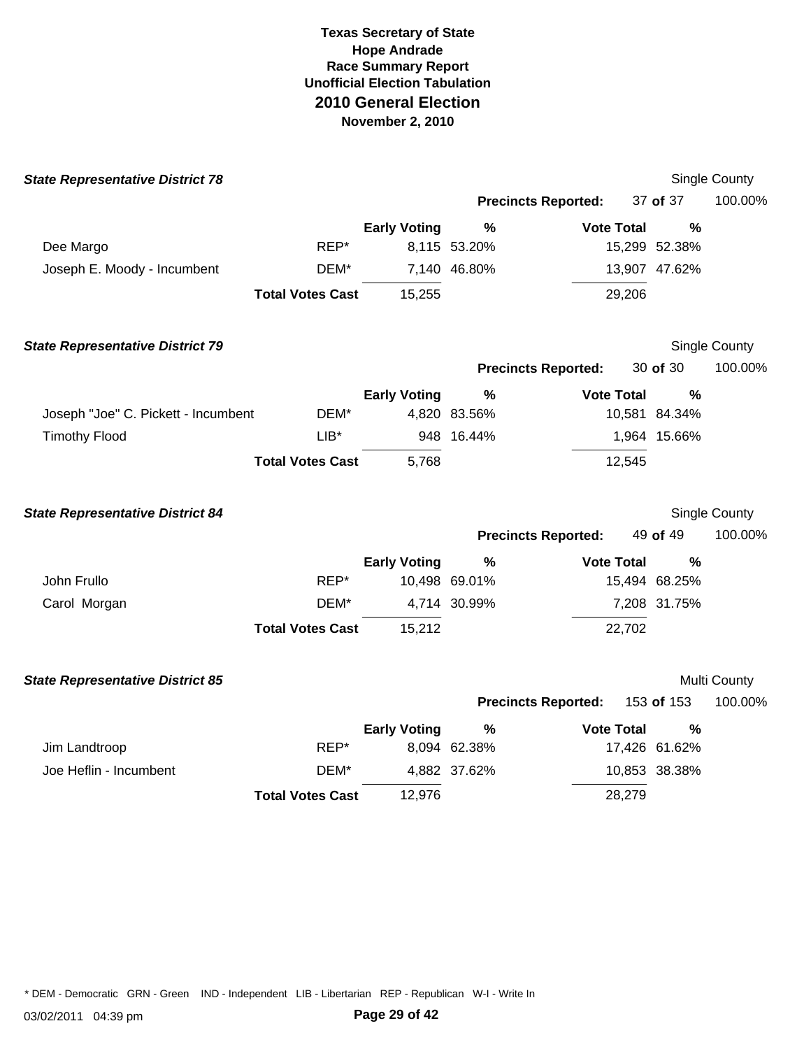# Texas Secretary of State
## Hope Andrade
### Race Summary Report
### Unofficial Election Tabulation
## 2010 General Election
### November 2, 2010

***State Representative District 78*** — Single County

**Precincts Reported:** 37 **of** 37 — 100.00%

| | | Early Voting | % | Vote Total | % |
|---|---|---|---|---|---|
| Dee Margo | REP* | 8,115 | 53.20% | 15,299 | 52.38% |
| Joseph E. Moody - Incumbent | DEM* | 7,140 | 46.80% | 13,907 | 47.62% |
| | **Total Votes Cast** | 15,255 | | 29,206 | |

***State Representative District 79*** — Single County

**Precincts Reported:** 30 **of** 30 — 100.00%

| | | Early Voting | % | Vote Total | % |
|---|---|---|---|---|---|
| Joseph "Joe" C. Pickett - Incumbent | DEM* | 4,820 | 83.56% | 10,581 | 84.34% |
| Timothy Flood | LIB* | 948 | 16.44% | 1,964 | 15.66% |
| | **Total Votes Cast** | 5,768 | | 12,545 | |

***State Representative District 84*** — Single County

**Precincts Reported:** 49 **of** 49 — 100.00%

| | | Early Voting | % | Vote Total | % |
|---|---|---|---|---|---|
| John Frullo | REP* | 10,498 | 69.01% | 15,494 | 68.25% |
| Carol Morgan | DEM* | 4,714 | 30.99% | 7,208 | 31.75% |
| | **Total Votes Cast** | 15,212 | | 22,702 | |

***State Representative District 85*** — Multi County

**Precincts Reported:** 153 **of** 153 — 100.00%

| | | Early Voting | % | Vote Total | % |
|---|---|---|---|---|---|
| Jim Landtroop | REP* | 8,094 | 62.38% | 17,426 | 61.62% |
| Joe Heflin - Incumbent | DEM* | 4,882 | 37.62% | 10,853 | 38.38% |
| | **Total Votes Cast** | 12,976 | | 28,279 | |

* DEM - Democratic GRN - Green IND - Independent LIB - Libertarian REP - Republican W-I - Write In

03/02/2011 04:39 pm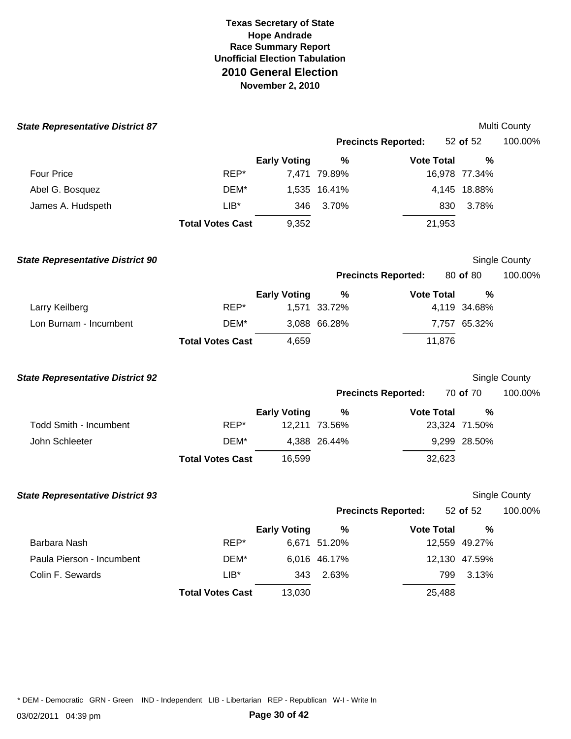# Texas Secretary of State
## Hope Andrade
## Race Summary Report
## Unofficial Election Tabulation
## 2010 General Election
## November 2, 2010

### *State Representative District 87*

Multi County

**Precincts Reported:** 52 **of** 52 — 100.00%

| | | Early Voting | % | Vote Total | % |
|---|---|---|---|---|---|
| Four Price | REP* | 7,471 | 79.89% | 16,978 | 77.34% |
| Abel G. Bosquez | DEM* | 1,535 | 16.41% | 4,145 | 18.88% |
| James A. Hudspeth | LIB* | 346 | 3.70% | 830 | 3.78% |
| | **Total Votes Cast** | 9,352 | | 21,953 | |

### *State Representative District 90*

Single County

**Precincts Reported:** 80 **of** 80 — 100.00%

| | | Early Voting | % | Vote Total | % |
|---|---|---|---|---|---|
| Larry Keilberg | REP* | 1,571 | 33.72% | 4,119 | 34.68% |
| Lon Burnam - Incumbent | DEM* | 3,088 | 66.28% | 7,757 | 65.32% |
| | **Total Votes Cast** | 4,659 | | 11,876 | |

### *State Representative District 92*

Single County

**Precincts Reported:** 70 **of** 70 — 100.00%

| | | Early Voting | % | Vote Total | % |
|---|---|---|---|---|---|
| Todd Smith - Incumbent | REP* | 12,211 | 73.56% | 23,324 | 71.50% |
| John Schleeter | DEM* | 4,388 | 26.44% | 9,299 | 28.50% |
| | **Total Votes Cast** | 16,599 | | 32,623 | |

### *State Representative District 93*

Single County

**Precincts Reported:** 52 **of** 52 — 100.00%

| | | Early Voting | % | Vote Total | % |
|---|---|---|---|---|---|
| Barbara Nash | REP* | 6,671 | 51.20% | 12,559 | 49.27% |
| Paula Pierson - Incumbent | DEM* | 6,016 | 46.17% | 12,130 | 47.59% |
| Colin F. Sewards | LIB* | 343 | 2.63% | 799 | 3.13% |
| | **Total Votes Cast** | 13,030 | | 25,488 | |

* DEM - Democratic GRN - Green IND - Independent LIB - Libertarian REP - Republican W-I - Write In

03/02/2011 04:39 pm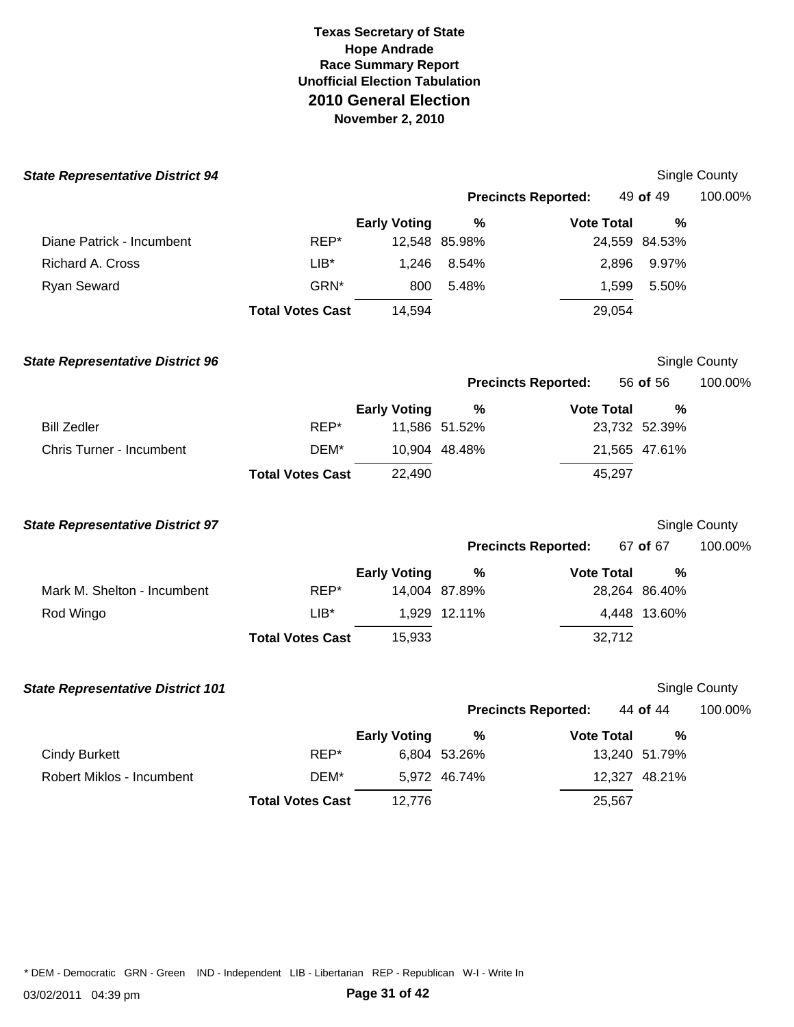**Texas Secretary of State**
**Hope Andrade**
**Race Summary Report**
**Unofficial Election Tabulation**
# 2010 General Election
**November 2, 2010**

### *State Representative District 94*

Single County

**Precincts Reported:** 49 **of** 49 100.00%

| | | Early Voting | % | Vote Total | % |
|---|---|---|---|---|---|
| Diane Patrick - Incumbent | REP* | 12,548 | 85.98% | 24,559 | 84.53% |
| Richard A. Cross | LIB* | 1,246 | 8.54% | 2,896 | 9.97% |
| Ryan Seward | GRN* | 800 | 5.48% | 1,599 | 5.50% |
| | **Total Votes Cast** | 14,594 | | 29,054 | |

### *State Representative District 96*

Single County

**Precincts Reported:** 56 **of** 56 100.00%

| | | Early Voting | % | Vote Total | % |
|---|---|---|---|---|---|
| Bill Zedler | REP* | 11,586 | 51.52% | 23,732 | 52.39% |
| Chris Turner - Incumbent | DEM* | 10,904 | 48.48% | 21,565 | 47.61% |
| | **Total Votes Cast** | 22,490 | | 45,297 | |

### *State Representative District 97*

Single County

**Precincts Reported:** 67 **of** 67 100.00%

| | | Early Voting | % | Vote Total | % |
|---|---|---|---|---|---|
| Mark M. Shelton - Incumbent | REP* | 14,004 | 87.89% | 28,264 | 86.40% |
| Rod Wingo | LIB* | 1,929 | 12.11% | 4,448 | 13.60% |
| | **Total Votes Cast** | 15,933 | | 32,712 | |

### *State Representative District 101*

Single County

**Precincts Reported:** 44 **of** 44 100.00%

| | | Early Voting | % | Vote Total | % |
|---|---|---|---|---|---|
| Cindy Burkett | REP* | 6,804 | 53.26% | 13,240 | 51.79% |
| Robert Miklos - Incumbent | DEM* | 5,972 | 46.74% | 12,327 | 48.21% |
| | **Total Votes Cast** | 12,776 | | 25,567 | |

* DEM - Democratic GRN - Green IND - Independent LIB - Libertarian REP - Republican W-I - Write In

03/02/2011 04:39 pm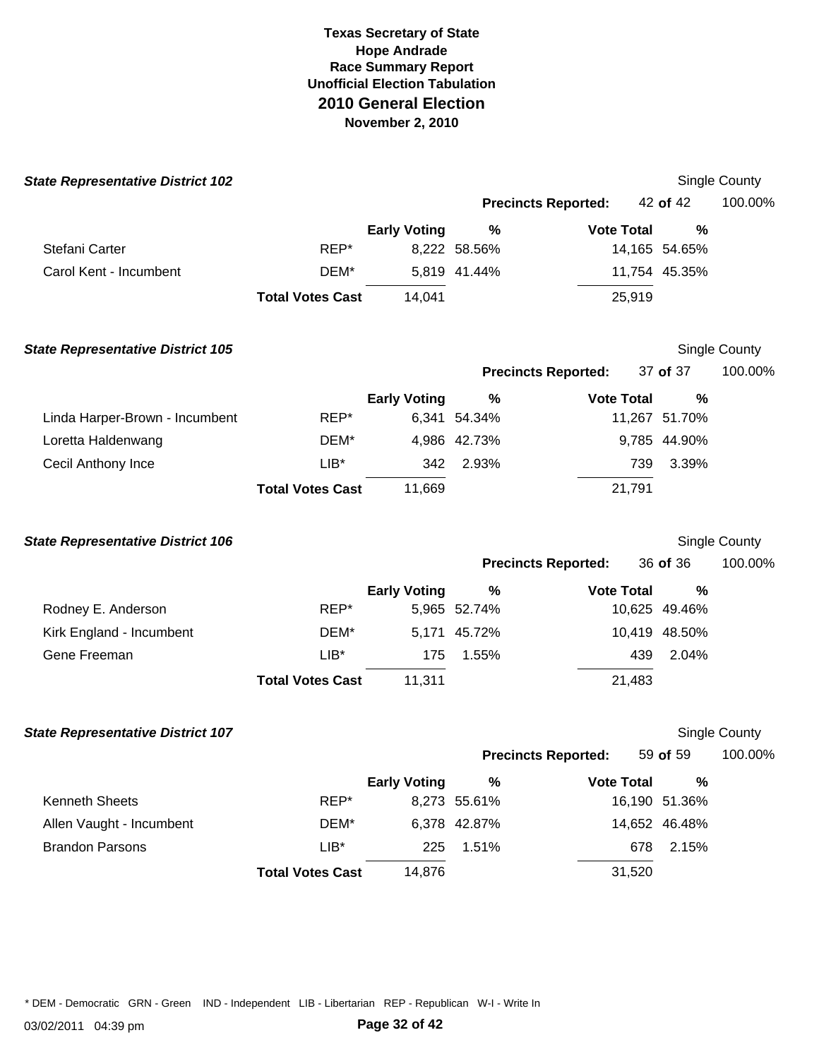# Texas Secretary of State
## Hope Andrade
## Race Summary Report
## Unofficial Election Tabulation
## 2010 General Election
## November 2, 2010

### State Representative District 102

Single County

Precincts Reported: 42 of 42 100.00%

| Candidate | Party | Early Voting | % | Vote Total | % |
|---|---|---|---|---|---|
| Stefani Carter | REP* | 8,222 | 58.56% | 14,165 | 54.65% |
| Carol Kent - Incumbent | DEM* | 5,819 | 41.44% | 11,754 | 45.35% |
| | **Total Votes Cast** | 14,041 | | 25,919 | |

### State Representative District 105

Single County

Precincts Reported: 37 of 37 100.00%

| Candidate | Party | Early Voting | % | Vote Total | % |
|---|---|---|---|---|---|
| Linda Harper-Brown - Incumbent | REP* | 6,341 | 54.34% | 11,267 | 51.70% |
| Loretta Haldenwang | DEM* | 4,986 | 42.73% | 9,785 | 44.90% |
| Cecil Anthony Ince | LIB* | 342 | 2.93% | 739 | 3.39% |
| | **Total Votes Cast** | 11,669 | | 21,791 | |

### State Representative District 106

Single County

Precincts Reported: 36 of 36 100.00%

| Candidate | Party | Early Voting | % | Vote Total | % |
|---|---|---|---|---|---|
| Rodney E. Anderson | REP* | 5,965 | 52.74% | 10,625 | 49.46% |
| Kirk England - Incumbent | DEM* | 5,171 | 45.72% | 10,419 | 48.50% |
| Gene Freeman | LIB* | 175 | 1.55% | 439 | 2.04% |
| | **Total Votes Cast** | 11,311 | | 21,483 | |

### State Representative District 107

Single County

Precincts Reported: 59 of 59 100.00%

| Candidate | Party | Early Voting | % | Vote Total | % |
|---|---|---|---|---|---|
| Kenneth Sheets | REP* | 8,273 | 55.61% | 16,190 | 51.36% |
| Allen Vaught - Incumbent | DEM* | 6,378 | 42.87% | 14,652 | 46.48% |
| Brandon Parsons | LIB* | 225 | 1.51% | 678 | 2.15% |
| | **Total Votes Cast** | 14,876 | | 31,520 | |

* DEM - Democratic GRN - Green IND - Independent LIB - Libertarian REP - Republican W-I - Write In

03/02/2011 04:39 pm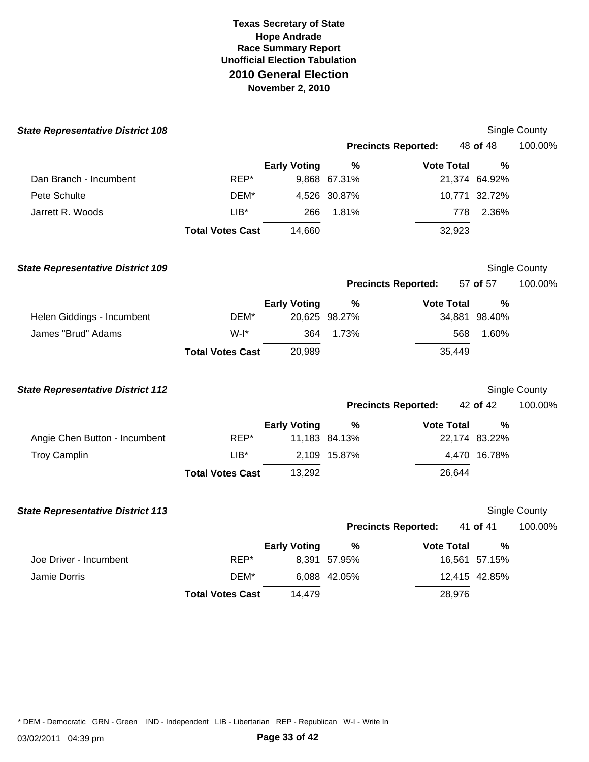# Texas Secretary of State
## Hope Andrade
### Race Summary Report
### Unofficial Election Tabulation
## 2010 General Election
### November 2, 2010

***State Representative District 108***

Single County

**Precincts Reported:** 48 **of** 48 100.00%

| | | Early Voting | % | Vote Total | % |
|---|---|---|---|---|---|
| Dan Branch - Incumbent | REP* | 9,868 | 67.31% | 21,374 | 64.92% |
| Pete Schulte | DEM* | 4,526 | 30.87% | 10,771 | 32.72% |
| Jarrett R. Woods | LIB* | 266 | 1.81% | 778 | 2.36% |
| | **Total Votes Cast** | 14,660 | | 32,923 | |

***State Representative District 109***

Single County

**Precincts Reported:** 57 **of** 57 100.00%

| | | Early Voting | % | Vote Total | % |
|---|---|---|---|---|---|
| Helen Giddings - Incumbent | DEM* | 20,625 | 98.27% | 34,881 | 98.40% |
| James "Brud" Adams | W-I* | 364 | 1.73% | 568 | 1.60% |
| | **Total Votes Cast** | 20,989 | | 35,449 | |

***State Representative District 112***

Single County

**Precincts Reported:** 42 **of** 42 100.00%

| | | Early Voting | % | Vote Total | % |
|---|---|---|---|---|---|
| Angie Chen Button - Incumbent | REP* | 11,183 | 84.13% | 22,174 | 83.22% |
| Troy Camplin | LIB* | 2,109 | 15.87% | 4,470 | 16.78% |
| | **Total Votes Cast** | 13,292 | | 26,644 | |

***State Representative District 113***

Single County

**Precincts Reported:** 41 **of** 41 100.00%

| | | Early Voting | % | Vote Total | % |
|---|---|---|---|---|---|
| Joe Driver - Incumbent | REP* | 8,391 | 57.95% | 16,561 | 57.15% |
| Jamie Dorris | DEM* | 6,088 | 42.05% | 12,415 | 42.85% |
| | **Total Votes Cast** | 14,479 | | 28,976 | |

* DEM - Democratic GRN - Green IND - Independent LIB - Libertarian REP - Republican W-I - Write In

03/02/2011 04:39 pm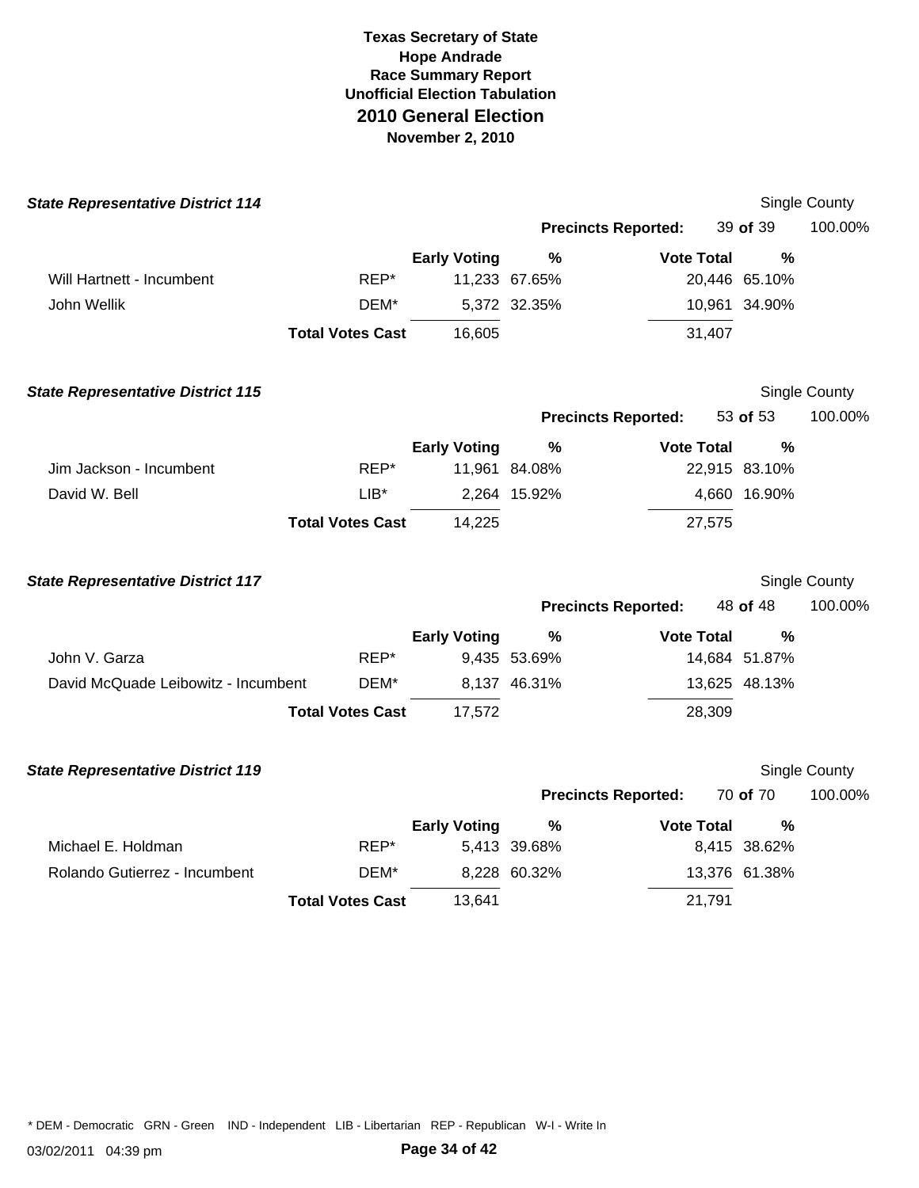# Texas Secretary of State
## Hope Andrade
## Race Summary Report
## Unofficial Election Tabulation
## 2010 General Election
## November 2, 2010

### *State Representative District 114*

Single County

**Precincts Reported:** 39 **of** 39 100.00%

| Candidate | Party | Early Voting | % | Vote Total | % |
|---|---|---|---|---|---|
| Will Hartnett - Incumbent | REP* | 11,233 | 67.65% | 20,446 | 65.10% |
| John Wellik | DEM* | 5,372 | 32.35% | 10,961 | 34.90% |
| | **Total Votes Cast** | 16,605 | | 31,407 | |

### *State Representative District 115*

Single County

**Precincts Reported:** 53 **of** 53 100.00%

| Candidate | Party | Early Voting | % | Vote Total | % |
|---|---|---|---|---|---|
| Jim Jackson - Incumbent | REP* | 11,961 | 84.08% | 22,915 | 83.10% |
| David W. Bell | LIB* | 2,264 | 15.92% | 4,660 | 16.90% |
| | **Total Votes Cast** | 14,225 | | 27,575 | |

### *State Representative District 117*

Single County

**Precincts Reported:** 48 **of** 48 100.00%

| Candidate | Party | Early Voting | % | Vote Total | % |
|---|---|---|---|---|---|
| John V. Garza | REP* | 9,435 | 53.69% | 14,684 | 51.87% |
| David McQuade Leibowitz - Incumbent | DEM* | 8,137 | 46.31% | 13,625 | 48.13% |
| | **Total Votes Cast** | 17,572 | | 28,309 | |

### *State Representative District 119*

Single County

**Precincts Reported:** 70 **of** 70 100.00%

| Candidate | Party | Early Voting | % | Vote Total | % |
|---|---|---|---|---|---|
| Michael E. Holdman | REP* | 5,413 | 39.68% | 8,415 | 38.62% |
| Rolando Gutierrez - Incumbent | DEM* | 8,228 | 60.32% | 13,376 | 61.38% |
| | **Total Votes Cast** | 13,641 | | 21,791 | |

* DEM - Democratic GRN - Green IND - Independent LIB - Libertarian REP - Republican W-I - Write In

03/02/2011 04:39 pm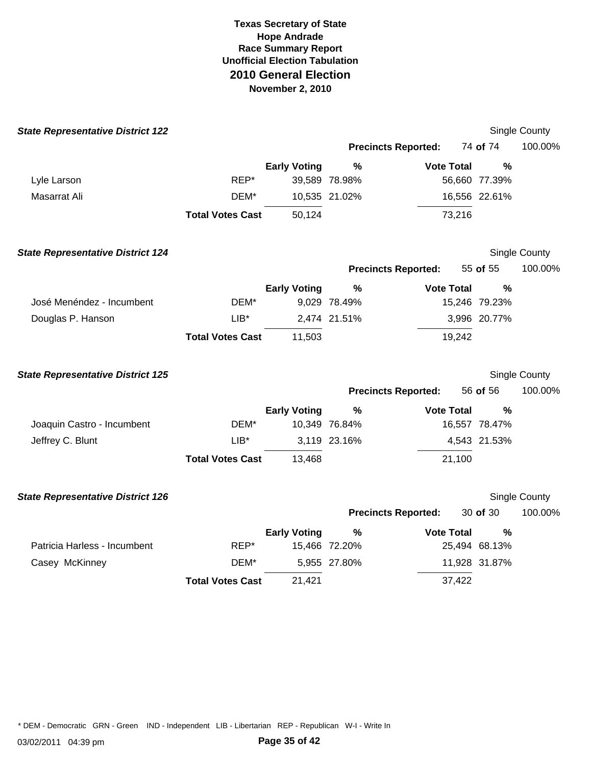**Texas Secretary of State**
**Hope Andrade**
**Race Summary Report**
**Unofficial Election Tabulation**
## 2010 General Election
**November 2, 2010**

### *State Representative District 122*

Single County

**Precincts Reported:** 74 **of** 74 100.00%

| | | Early Voting | % | Vote Total | % |
|---|---|---|---|---|---|
| Lyle Larson | REP* | 39,589 | 78.98% | 56,660 | 77.39% |
| Masarrat Ali | DEM* | 10,535 | 21.02% | 16,556 | 22.61% |
| | **Total Votes Cast** | 50,124 | | 73,216 | |

### *State Representative District 124*

Single County

**Precincts Reported:** 55 **of** 55 100.00%

| | | Early Voting | % | Vote Total | % |
|---|---|---|---|---|---|
| José Menéndez - Incumbent | DEM* | 9,029 | 78.49% | 15,246 | 79.23% |
| Douglas P. Hanson | LIB* | 2,474 | 21.51% | 3,996 | 20.77% |
| | **Total Votes Cast** | 11,503 | | 19,242 | |

### *State Representative District 125*

Single County

**Precincts Reported:** 56 **of** 56 100.00%

| | | Early Voting | % | Vote Total | % |
|---|---|---|---|---|---|
| Joaquin Castro - Incumbent | DEM* | 10,349 | 76.84% | 16,557 | 78.47% |
| Jeffrey C. Blunt | LIB* | 3,119 | 23.16% | 4,543 | 21.53% |
| | **Total Votes Cast** | 13,468 | | 21,100 | |

### *State Representative District 126*

Single County

**Precincts Reported:** 30 **of** 30 100.00%

| | | Early Voting | % | Vote Total | % |
|---|---|---|---|---|---|
| Patricia Harless - Incumbent | REP* | 15,466 | 72.20% | 25,494 | 68.13% |
| Casey McKinney | DEM* | 5,955 | 27.80% | 11,928 | 31.87% |
| | **Total Votes Cast** | 21,421 | | 37,422 | |

* DEM - Democratic GRN - Green IND - Independent LIB - Libertarian REP - Republican W-I - Write In

03/02/2011 04:39 pm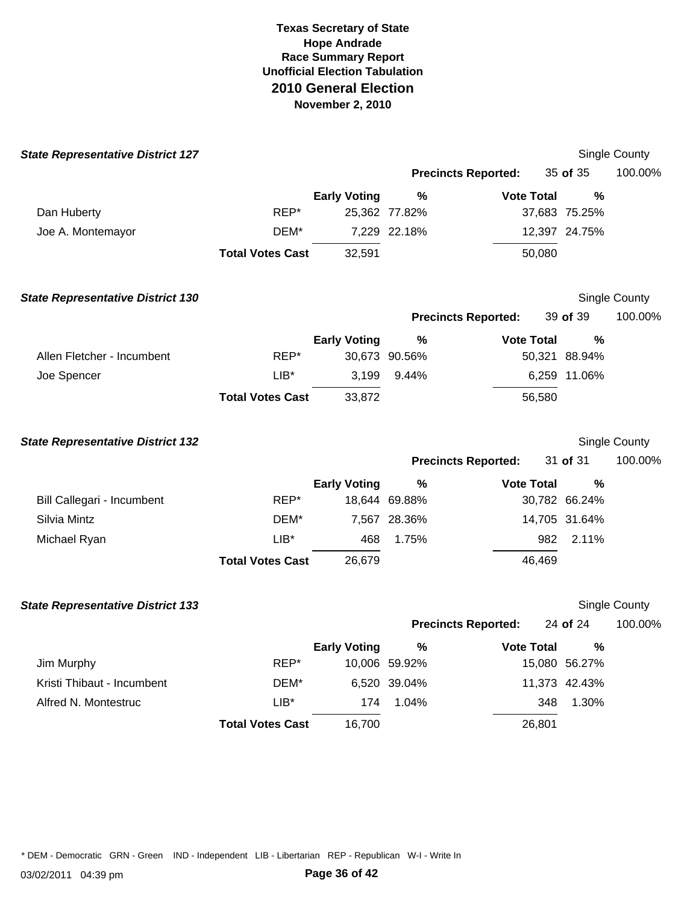**Texas Secretary of State**
**Hope Andrade**
**Race Summary Report**
**Unofficial Election Tabulation**
## 2010 General Election
**November 2, 2010**

### State Representative District 127

Single County

**Precincts Reported:** 35 **of** 35 100.00%

| | | Early Voting | % | Vote Total | % |
|---|---|---|---|---|---|
| Dan Huberty | REP* | 25,362 | 77.82% | 37,683 | 75.25% |
| Joe A. Montemayor | DEM* | 7,229 | 22.18% | 12,397 | 24.75% |
| | **Total Votes Cast** | 32,591 | | 50,080 | |

### State Representative District 130

Single County

**Precincts Reported:** 39 **of** 39 100.00%

| | | Early Voting | % | Vote Total | % |
|---|---|---|---|---|---|
| Allen Fletcher - Incumbent | REP* | 30,673 | 90.56% | 50,321 | 88.94% |
| Joe Spencer | LIB* | 3,199 | 9.44% | 6,259 | 11.06% |
| | **Total Votes Cast** | 33,872 | | 56,580 | |

### State Representative District 132

Single County

**Precincts Reported:** 31 **of** 31 100.00%

| | | Early Voting | % | Vote Total | % |
|---|---|---|---|---|---|
| Bill Callegari - Incumbent | REP* | 18,644 | 69.88% | 30,782 | 66.24% |
| Silvia Mintz | DEM* | 7,567 | 28.36% | 14,705 | 31.64% |
| Michael Ryan | LIB* | 468 | 1.75% | 982 | 2.11% |
| | **Total Votes Cast** | 26,679 | | 46,469 | |

### State Representative District 133

Single County

**Precincts Reported:** 24 **of** 24 100.00%

| | | Early Voting | % | Vote Total | % |
|---|---|---|---|---|---|
| Jim Murphy | REP* | 10,006 | 59.92% | 15,080 | 56.27% |
| Kristi Thibaut - Incumbent | DEM* | 6,520 | 39.04% | 11,373 | 42.43% |
| Alfred N. Montestruc | LIB* | 174 | 1.04% | 348 | 1.30% |
| | **Total Votes Cast** | 16,700 | | 26,801 | |

\* DEM - Democratic GRN - Green IND - Independent LIB - Libertarian REP - Republican W-I - Write In

03/02/2011 04:39 pm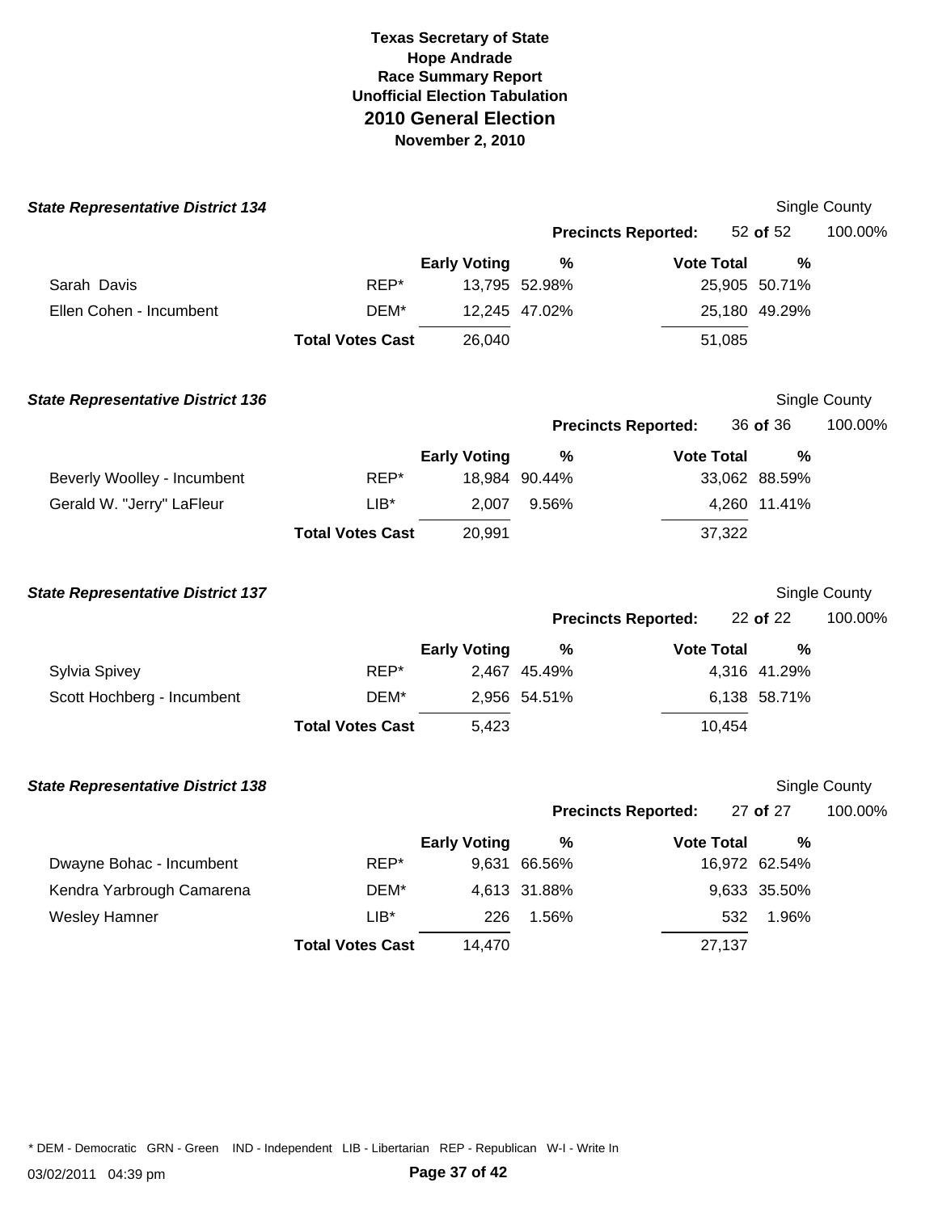# Texas Secretary of State
## Hope Andrade
### Race Summary Report
### Unofficial Election Tabulation
## 2010 General Election
### November 2, 2010

**State Representative District 134** — Single County

**Precincts Reported:** 52 **of** 52 — 100.00%

| | | Early Voting | % | Vote Total | % |
|---|---|---|---|---|---|
| Sarah Davis | REP* | 13,795 | 52.98% | 25,905 | 50.71% |
| Ellen Cohen - Incumbent | DEM* | 12,245 | 47.02% | 25,180 | 49.29% |
| | **Total Votes Cast** | 26,040 | | 51,085 | |

**State Representative District 136** — Single County

**Precincts Reported:** 36 **of** 36 — 100.00%

| | | Early Voting | % | Vote Total | % |
|---|---|---|---|---|---|
| Beverly Woolley - Incumbent | REP* | 18,984 | 90.44% | 33,062 | 88.59% |
| Gerald W. "Jerry" LaFleur | LIB* | 2,007 | 9.56% | 4,260 | 11.41% |
| | **Total Votes Cast** | 20,991 | | 37,322 | |

**State Representative District 137** — Single County

**Precincts Reported:** 22 **of** 22 — 100.00%

| | | Early Voting | % | Vote Total | % |
|---|---|---|---|---|---|
| Sylvia Spivey | REP* | 2,467 | 45.49% | 4,316 | 41.29% |
| Scott Hochberg - Incumbent | DEM* | 2,956 | 54.51% | 6,138 | 58.71% |
| | **Total Votes Cast** | 5,423 | | 10,454 | |

**State Representative District 138** — Single County

**Precincts Reported:** 27 **of** 27 — 100.00%

| | | Early Voting | % | Vote Total | % |
|---|---|---|---|---|---|
| Dwayne Bohac - Incumbent | REP* | 9,631 | 66.56% | 16,972 | 62.54% |
| Kendra Yarbrough Camarena | DEM* | 4,613 | 31.88% | 9,633 | 35.50% |
| Wesley Hamner | LIB* | 226 | 1.56% | 532 | 1.96% |
| | **Total Votes Cast** | 14,470 | | 27,137 | |

* DEM - Democratic GRN - Green IND - Independent LIB - Libertarian REP - Republican W-I - Write In

03/02/2011 04:39 pm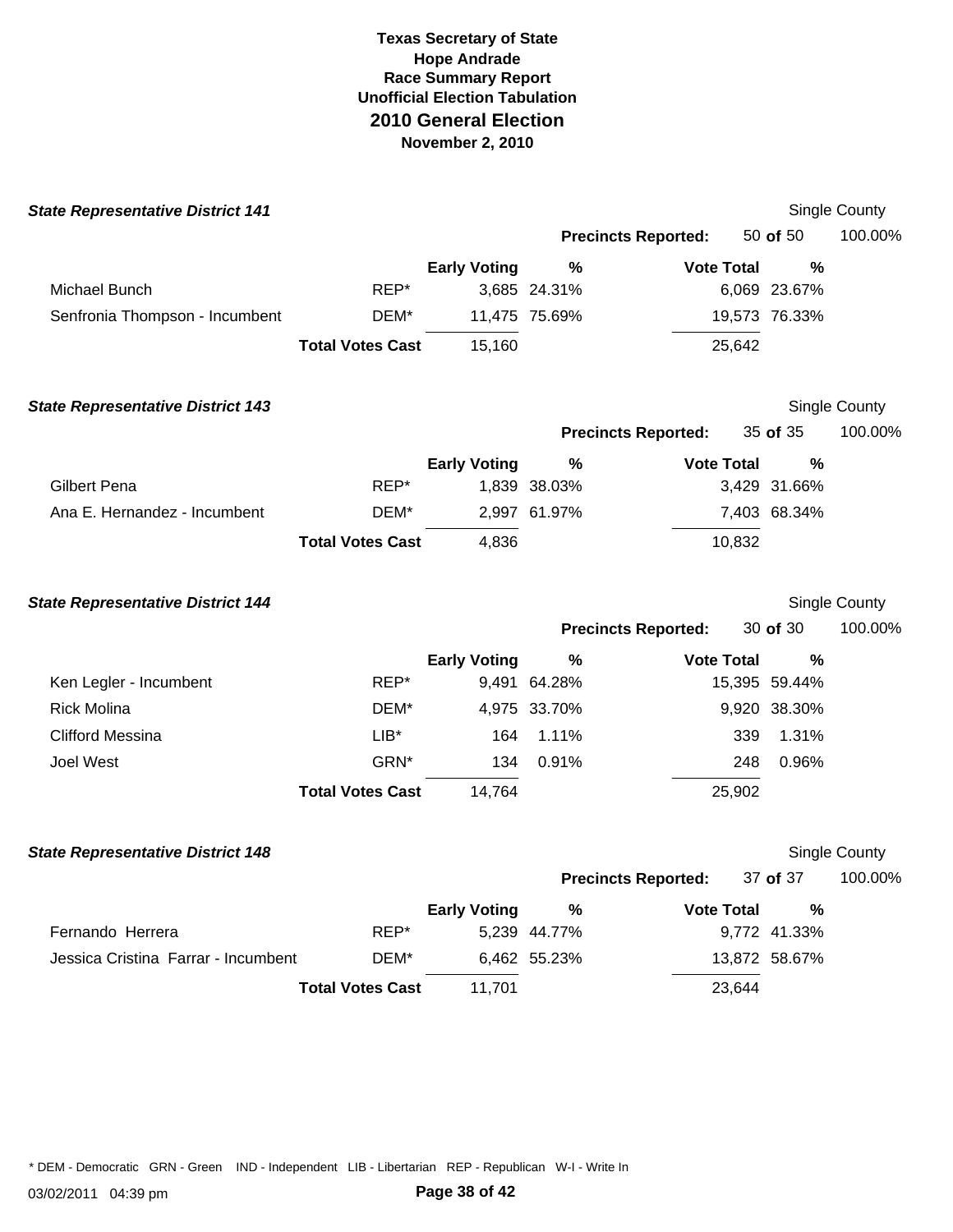# Texas Secretary of State
## Hope Andrade
## Race Summary Report
## Unofficial Election Tabulation
## 2010 General Election
## November 2, 2010

### State Representative District 141

Single County

Precincts Reported: 50 of 50 — 100.00%

| Candidate | Party | Early Voting | % | Vote Total | % |
|---|---|---|---|---|---|
| Michael Bunch | REP* | 3,685 | 24.31% | 6,069 | 23.67% |
| Senfronia Thompson - Incumbent | DEM* | 11,475 | 75.69% | 19,573 | 76.33% |
| | **Total Votes Cast** | 15,160 | | 25,642 | |

### State Representative District 143

Single County

Precincts Reported: 35 of 35 — 100.00%

| Candidate | Party | Early Voting | % | Vote Total | % |
|---|---|---|---|---|---|
| Gilbert Pena | REP* | 1,839 | 38.03% | 3,429 | 31.66% |
| Ana E. Hernandez - Incumbent | DEM* | 2,997 | 61.97% | 7,403 | 68.34% |
| | **Total Votes Cast** | 4,836 | | 10,832 | |

### State Representative District 144

Single County

Precincts Reported: 30 of 30 — 100.00%

| Candidate | Party | Early Voting | % | Vote Total | % |
|---|---|---|---|---|---|
| Ken Legler - Incumbent | REP* | 9,491 | 64.28% | 15,395 | 59.44% |
| Rick Molina | DEM* | 4,975 | 33.70% | 9,920 | 38.30% |
| Clifford Messina | LIB* | 164 | 1.11% | 339 | 1.31% |
| Joel West | GRN* | 134 | 0.91% | 248 | 0.96% |
| | **Total Votes Cast** | 14,764 | | 25,902 | |

### State Representative District 148

Single County

Precincts Reported: 37 of 37 — 100.00%

| Candidate | Party | Early Voting | % | Vote Total | % |
|---|---|---|---|---|---|
| Fernando Herrera | REP* | 5,239 | 44.77% | 9,772 | 41.33% |
| Jessica Cristina Farrar - Incumbent | DEM* | 6,462 | 55.23% | 13,872 | 58.67% |
| | **Total Votes Cast** | 11,701 | | 23,644 | |

* DEM - Democratic GRN - Green IND - Independent LIB - Libertarian REP - Republican W-I - Write In

03/02/2011 04:39 pm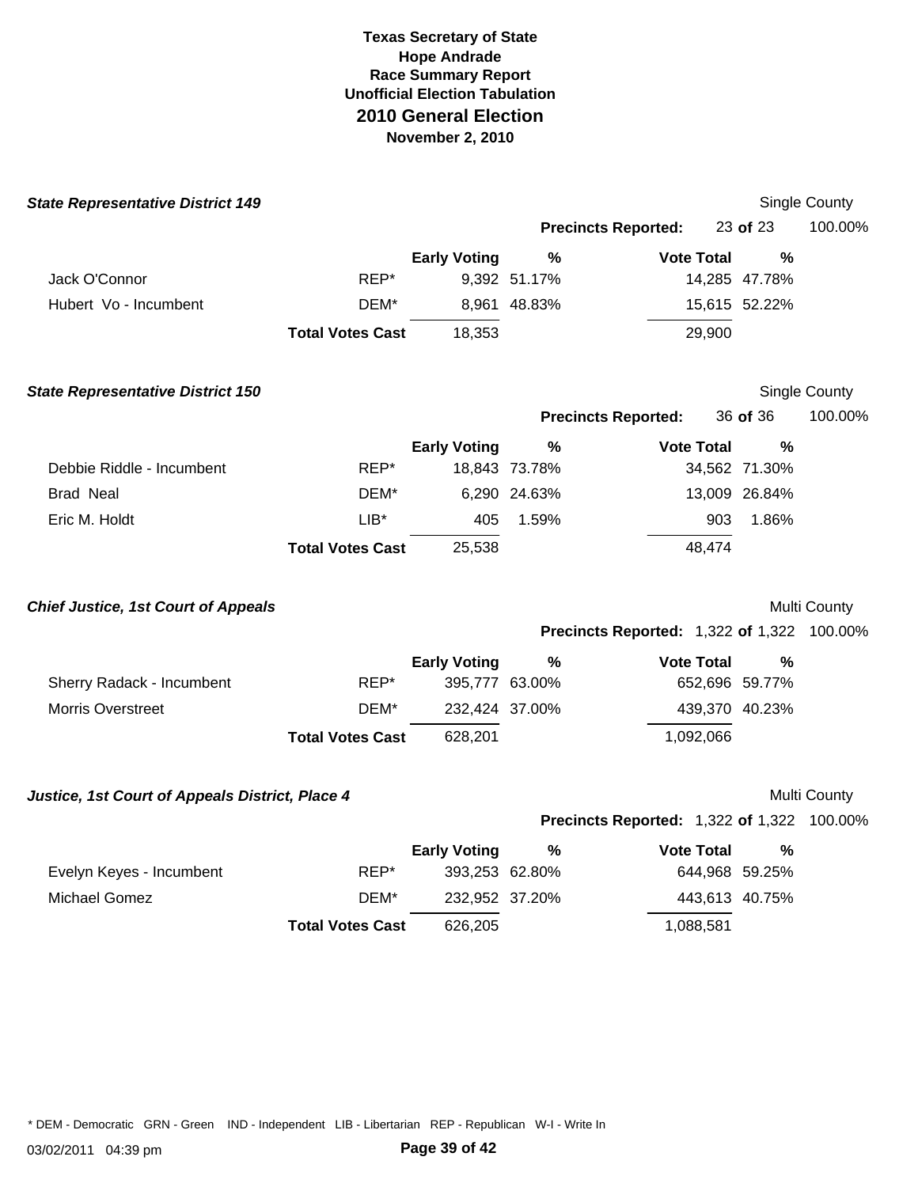# Texas Secretary of State
## Hope Andrade
### Race Summary Report
### Unofficial Election Tabulation
## 2010 General Election
### November 2, 2010

### State Representative District 149

Single County

**Precincts Reported:** 23 **of** 23 100.00%

| | | Early Voting | % | Vote Total | % |
|---|---|---|---|---|---|
| Jack O'Connor | REP* | 9,392 | 51.17% | 14,285 | 47.78% |
| Hubert Vo - Incumbent | DEM* | 8,961 | 48.83% | 15,615 | 52.22% |
| | **Total Votes Cast** | 18,353 | | 29,900 | |

### State Representative District 150

Single County

**Precincts Reported:** 36 **of** 36 100.00%

| | | Early Voting | % | Vote Total | % |
|---|---|---|---|---|---|
| Debbie Riddle - Incumbent | REP* | 18,843 | 73.78% | 34,562 | 71.30% |
| Brad Neal | DEM* | 6,290 | 24.63% | 13,009 | 26.84% |
| Eric M. Holdt | LIB* | 405 | 1.59% | 903 | 1.86% |
| | **Total Votes Cast** | 25,538 | | 48,474 | |

### Chief Justice, 1st Court of Appeals

Multi County

**Precincts Reported:** 1,322 **of** 1,322 100.00%

| | | Early Voting | % | Vote Total | % |
|---|---|---|---|---|---|
| Sherry Radack - Incumbent | REP* | 395,777 | 63.00% | 652,696 | 59.77% |
| Morris Overstreet | DEM* | 232,424 | 37.00% | 439,370 | 40.23% |
| | **Total Votes Cast** | 628,201 | | 1,092,066 | |

### Justice, 1st Court of Appeals District, Place 4

Multi County

**Precincts Reported:** 1,322 **of** 1,322 100.00%

| | | Early Voting | % | Vote Total | % |
|---|---|---|---|---|---|
| Evelyn Keyes - Incumbent | REP* | 393,253 | 62.80% | 644,968 | 59.25% |
| Michael Gomez | DEM* | 232,952 | 37.20% | 443,613 | 40.75% |
| | **Total Votes Cast** | 626,205 | | 1,088,581 | |

* DEM - Democratic GRN - Green IND - Independent LIB - Libertarian REP - Republican W-I - Write In

03/02/2011 04:39 pm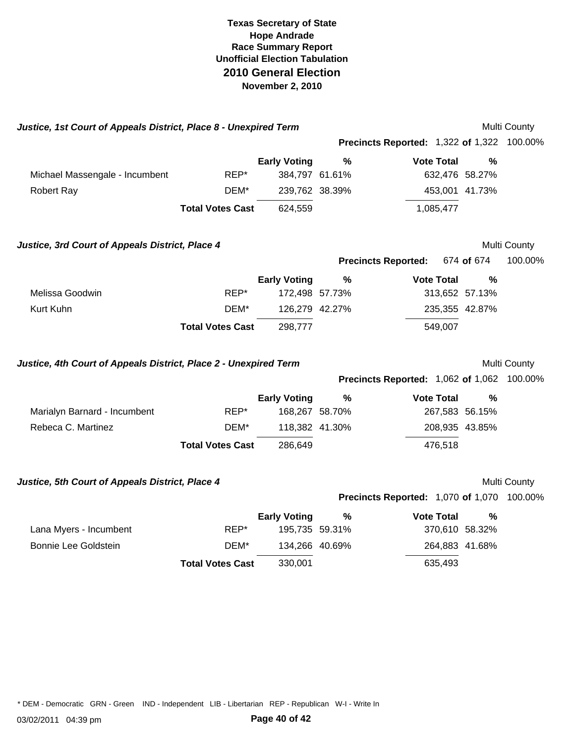**Texas Secretary of State**
**Hope Andrade**
**Race Summary Report**
**Unofficial Election Tabulation**
## 2010 General Election
**November 2, 2010**

### *Justice, 1st Court of Appeals District, Place 8 - Unexpired Term*

Multi County

**Precincts Reported:** 1,322 **of** 1,322 100.00%

| | | Early Voting | % | Vote Total | % |
|---|---|---|---|---|---|
| Michael Massengale - Incumbent | REP* | 384,797 | 61.61% | 632,476 | 58.27% |
| Robert Ray | DEM* | 239,762 | 38.39% | 453,001 | 41.73% |
| | **Total Votes Cast** | 624,559 | | 1,085,477 | |

### *Justice, 3rd Court of Appeals District, Place 4*

Multi County

**Precincts Reported:** 674 **of** 674 100.00%

| | | Early Voting | % | Vote Total | % |
|---|---|---|---|---|---|
| Melissa Goodwin | REP* | 172,498 | 57.73% | 313,652 | 57.13% |
| Kurt Kuhn | DEM* | 126,279 | 42.27% | 235,355 | 42.87% |
| | **Total Votes Cast** | 298,777 | | 549,007 | |

### *Justice, 4th Court of Appeals District, Place 2 - Unexpired Term*

Multi County

**Precincts Reported:** 1,062 **of** 1,062 100.00%

| | | Early Voting | % | Vote Total | % |
|---|---|---|---|---|---|
| Marialyn Barnard - Incumbent | REP* | 168,267 | 58.70% | 267,583 | 56.15% |
| Rebeca C. Martinez | DEM* | 118,382 | 41.30% | 208,935 | 43.85% |
| | **Total Votes Cast** | 286,649 | | 476,518 | |

### *Justice, 5th Court of Appeals District, Place 4*

Multi County

**Precincts Reported:** 1,070 **of** 1,070 100.00%

| | | Early Voting | % | Vote Total | % |
|---|---|---|---|---|---|
| Lana Myers - Incumbent | REP* | 195,735 | 59.31% | 370,610 | 58.32% |
| Bonnie Lee Goldstein | DEM* | 134,266 | 40.69% | 264,883 | 41.68% |
| | **Total Votes Cast** | 330,001 | | 635,493 | |

* DEM - Democratic GRN - Green IND - Independent LIB - Libertarian REP - Republican W-I - Write In

03/02/2011 04:39 pm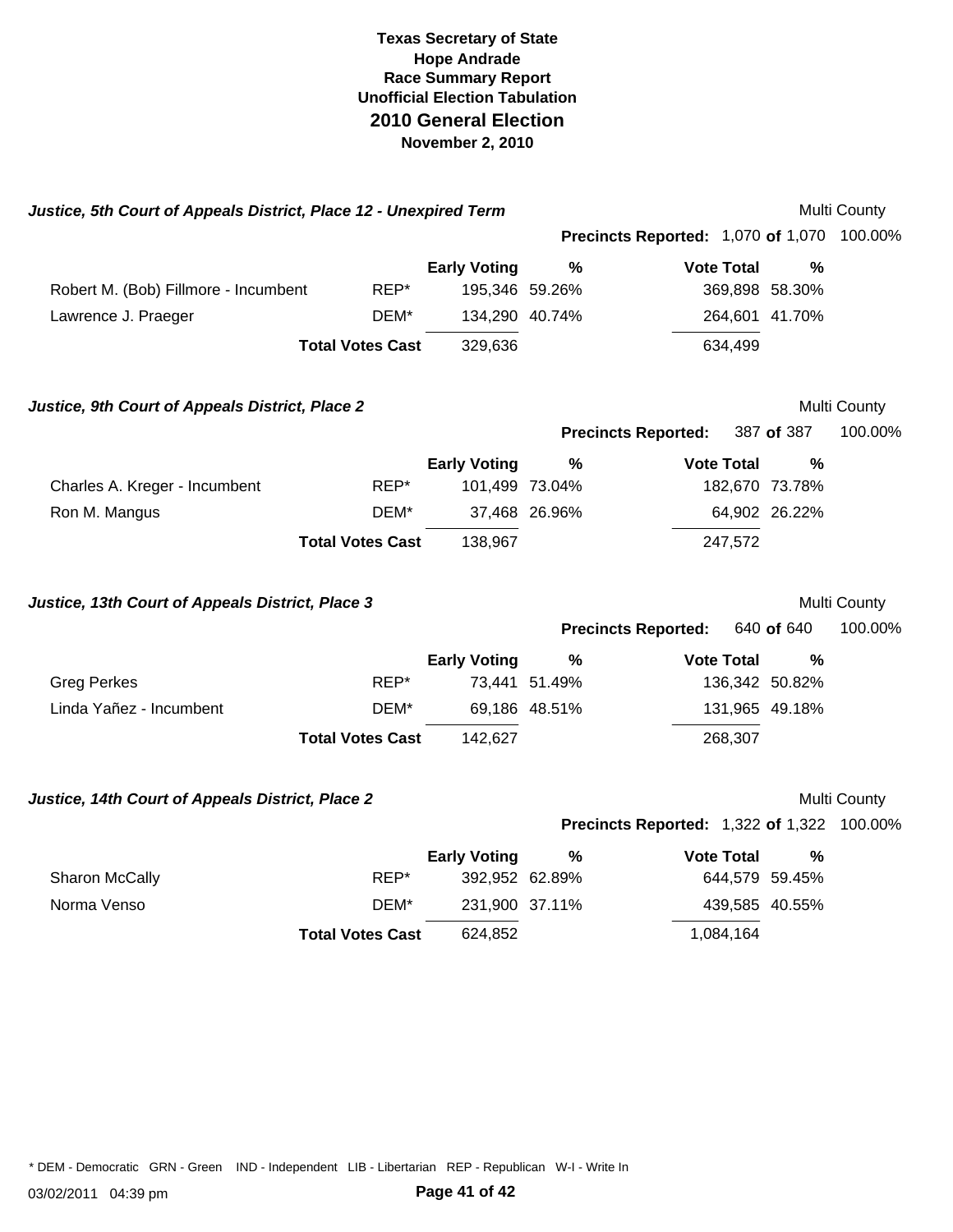# Texas Secretary of State
## Hope Andrade
## Race Summary Report
## Unofficial Election Tabulation
## 2010 General Election
## November 2, 2010

### *Justice, 5th Court of Appeals District, Place 12 - Unexpired Term*

Multi County

**Precincts Reported:** 1,070 **of** 1,070 100.00%

| | | Early Voting | % | Vote Total | % |
|---|---|---|---|---|---|
| Robert M. (Bob) Fillmore - Incumbent | REP* | 195,346 | 59.26% | 369,898 | 58.30% |
| Lawrence J. Praeger | DEM* | 134,290 | 40.74% | 264,601 | 41.70% |
| | **Total Votes Cast** | 329,636 | | 634,499 | |

### *Justice, 9th Court of Appeals District, Place 2*

Multi County

**Precincts Reported:** 387 **of** 387 100.00%

| | | Early Voting | % | Vote Total | % |
|---|---|---|---|---|---|
| Charles A. Kreger - Incumbent | REP* | 101,499 | 73.04% | 182,670 | 73.78% |
| Ron M. Mangus | DEM* | 37,468 | 26.96% | 64,902 | 26.22% |
| | **Total Votes Cast** | 138,967 | | 247,572 | |

### *Justice, 13th Court of Appeals District, Place 3*

Multi County

**Precincts Reported:** 640 **of** 640 100.00%

| | | Early Voting | % | Vote Total | % |
|---|---|---|---|---|---|
| Greg Perkes | REP* | 73,441 | 51.49% | 136,342 | 50.82% |
| Linda Yañez - Incumbent | DEM* | 69,186 | 48.51% | 131,965 | 49.18% |
| | **Total Votes Cast** | 142,627 | | 268,307 | |

### *Justice, 14th Court of Appeals District, Place 2*

Multi County

**Precincts Reported:** 1,322 **of** 1,322 100.00%

| | | Early Voting | % | Vote Total | % |
|---|---|---|---|---|---|
| Sharon McCally | REP* | 392,952 | 62.89% | 644,579 | 59.45% |
| Norma Venso | DEM* | 231,900 | 37.11% | 439,585 | 40.55% |
| | **Total Votes Cast** | 624,852 | | 1,084,164 | |

* DEM - Democratic GRN - Green IND - Independent LIB - Libertarian REP - Republican W-I - Write In

03/02/2011 04:39 pm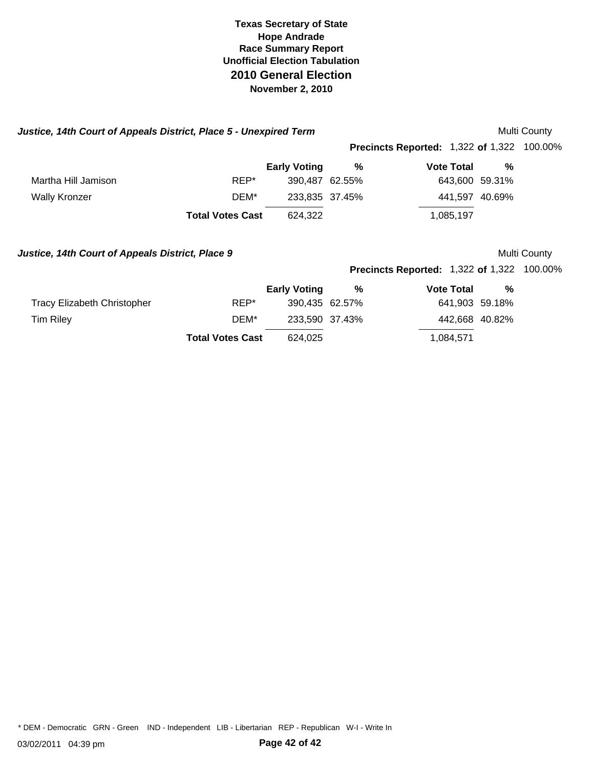**Texas Secretary of State**
**Hope Andrade**
**Race Summary Report**
**Unofficial Election Tabulation**
## 2010 General Election
**November 2, 2010**

### *Justice, 14th Court of Appeals District, Place 5 - Unexpired Term*

Multi County

**Precincts Reported:** 1,322 **of** 1,322 100.00%

| | | Early Voting | % | Vote Total | % |
|---|---|---|---|---|---|
| Martha Hill Jamison | REP* | 390,487 | 62.55% | 643,600 | 59.31% |
| Wally Kronzer | DEM* | 233,835 | 37.45% | 441,597 | 40.69% |
| | **Total Votes Cast** | 624,322 | | 1,085,197 | |

### *Justice, 14th Court of Appeals District, Place 9*

Multi County

**Precincts Reported:** 1,322 **of** 1,322 100.00%

| | | Early Voting | % | Vote Total | % |
|---|---|---|---|---|---|
| Tracy Elizabeth Christopher | REP* | 390,435 | 62.57% | 641,903 | 59.18% |
| Tim Riley | DEM* | 233,590 | 37.43% | 442,668 | 40.82% |
| | **Total Votes Cast** | 624,025 | | 1,084,571 | |

* DEM - Democratic GRN - Green IND - Independent LIB - Libertarian REP - Republican W-I - Write In

03/02/2011 04:39 pm